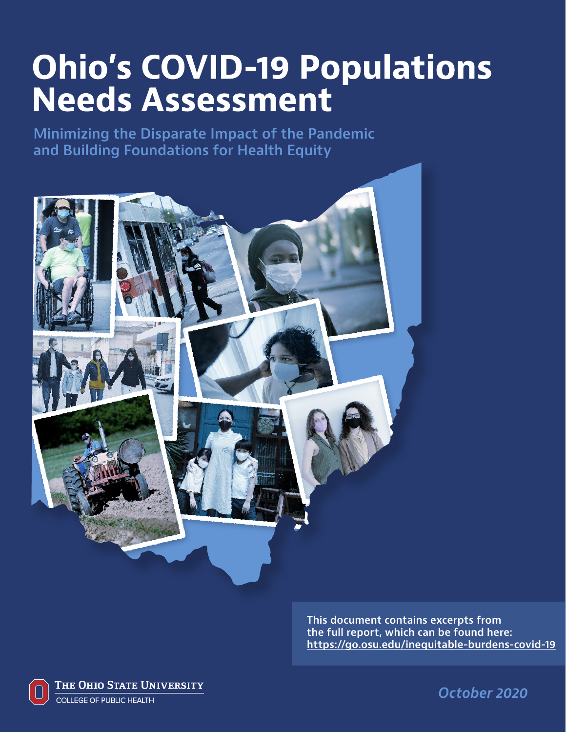# Ohio's COVID-19 Populations Needs Assessment

## Minimizing the Disparate Impact of the Pandemic and Building Foundations for Health Equity

This document contains excerpts from the full report, which can be found here: https://go.osu.edu/inequitable-burdens-covid-19

The Ohio State University
College of Public Health

*October 2020*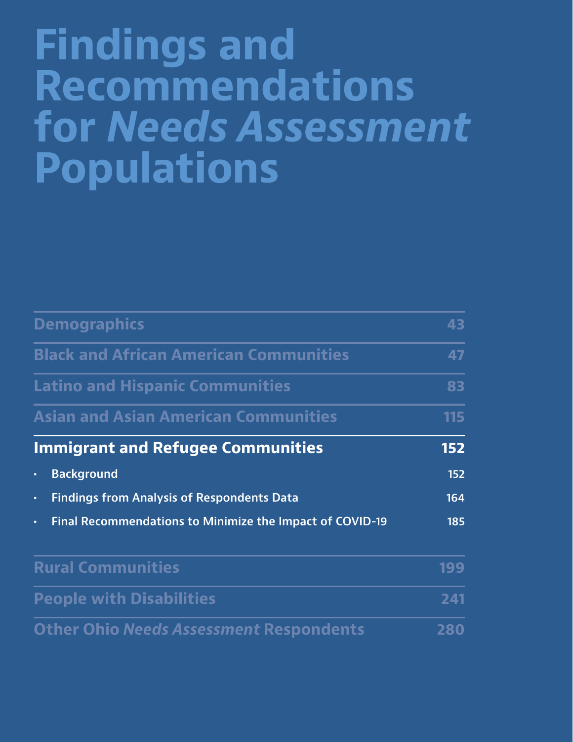# Findings and Recommendations for *Needs Assessment* Populations

| | |
|---|---|
| Demographics | 43 |
| Black and African American Communities | 47 |
| Latino and Hispanic Communities | 83 |
| Asian and Asian American Communities | 115 |
| **Immigrant and Refugee Communities** | **152** |
| • Background | 152 |
| • Findings from Analysis of Respondents Data | 164 |
| • Final Recommendations to Minimize the Impact of COVID-19 | 185 |
| Rural Communities | 199 |
| People with Disabilities | 241 |
| Other Ohio *Needs Assessment* Respondents | 280 |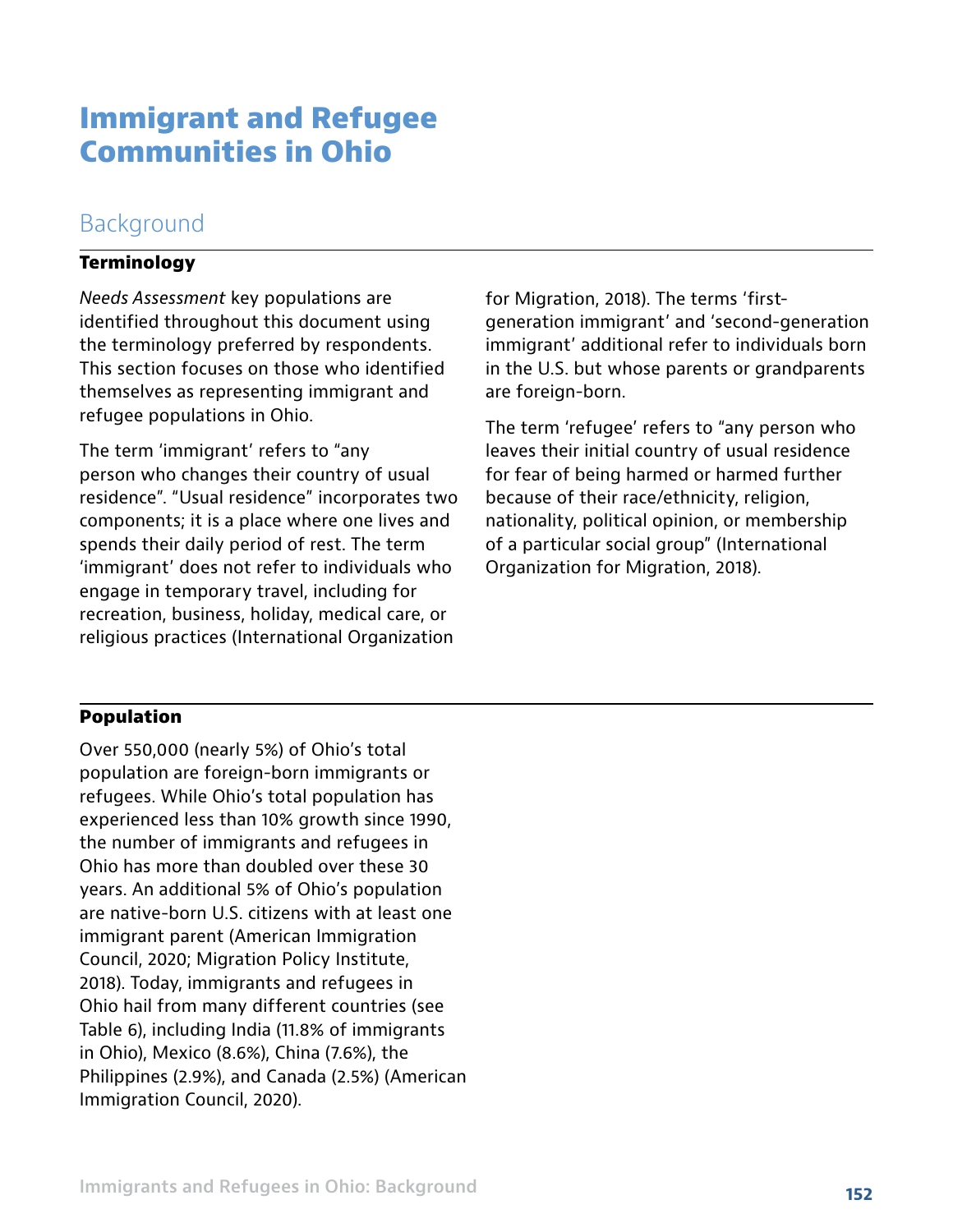# Immigrant and Refugee Communities in Ohio

## Background

### Terminology

*Needs Assessment* key populations are identified throughout this document using the terminology preferred by respondents. This section focuses on those who identified themselves as representing immigrant and refugee populations in Ohio.

The term 'immigrant' refers to "any person who changes their country of usual residence". "Usual residence" incorporates two components; it is a place where one lives and spends their daily period of rest. The term 'immigrant' does not refer to individuals who engage in temporary travel, including for recreation, business, holiday, medical care, or religious practices (International Organization for Migration, 2018). The terms 'first-generation immigrant' and 'second-generation immigrant' additional refer to individuals born in the U.S. but whose parents or grandparents are foreign-born.

The term 'refugee' refers to "any person who leaves their initial country of usual residence for fear of being harmed or harmed further because of their race/ethnicity, religion, nationality, political opinion, or membership of a particular social group" (International Organization for Migration, 2018).

### Population

Over 550,000 (nearly 5%) of Ohio's total population are foreign-born immigrants or refugees. While Ohio's total population has experienced less than 10% growth since 1990, the number of immigrants and refugees in Ohio has more than doubled over these 30 years. An additional 5% of Ohio's population are native-born U.S. citizens with at least one immigrant parent (American Immigration Council, 2020; Migration Policy Institute, 2018). Today, immigrants and refugees in Ohio hail from many different countries (see Table 6), including India (11.8% of immigrants in Ohio), Mexico (8.6%), China (7.6%), the Philippines (2.9%), and Canada (2.5%) (American Immigration Council, 2020).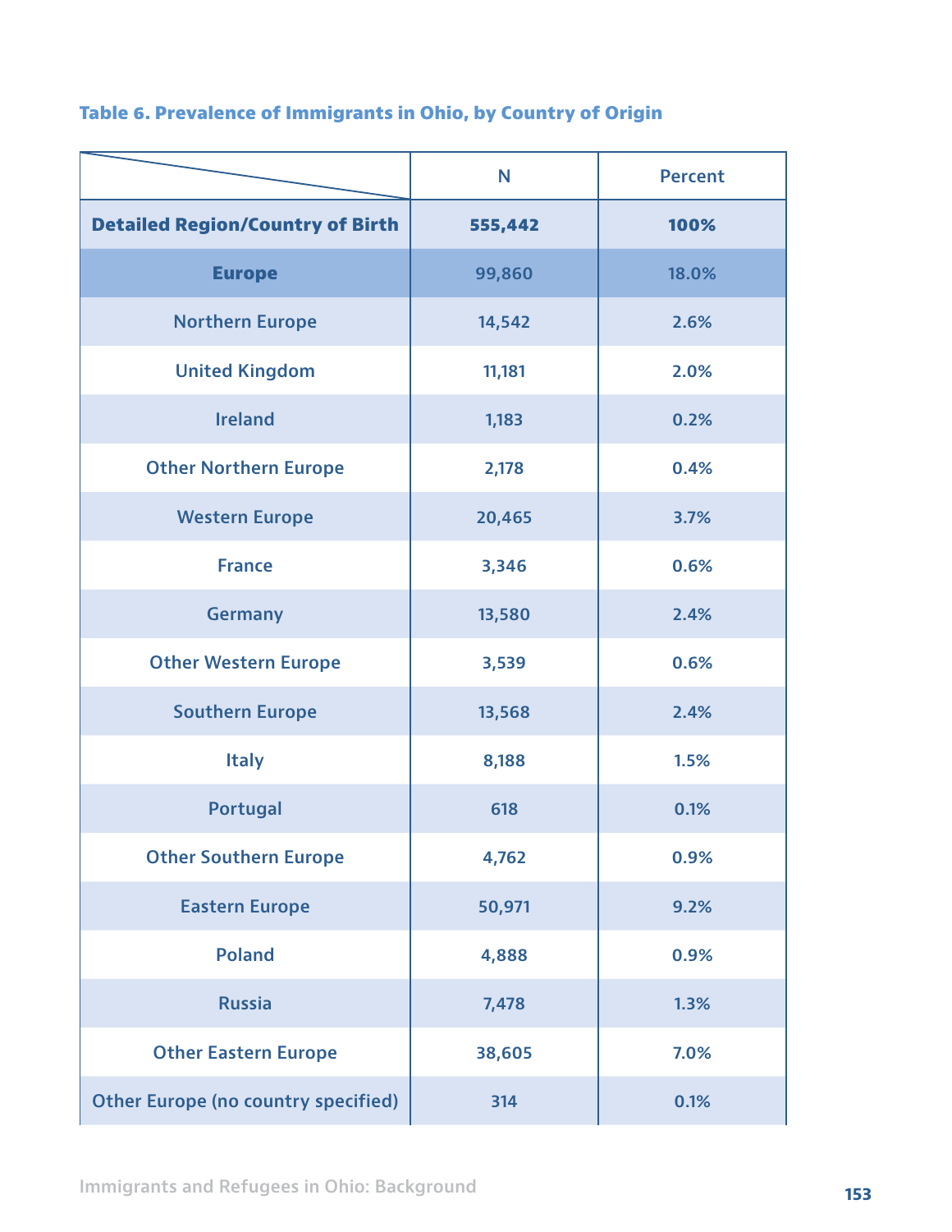**Table 6. Prevalence of Immigrants in Ohio, by Country of Origin**

| | N | Percent |
|---|---|---|
| **Detailed Region/Country of Birth** | **555,442** | **100%** |
| **Europe** | 99,860 | 18.0% |
| Northern Europe | 14,542 | 2.6% |
| United Kingdom | 11,181 | 2.0% |
| Ireland | 1,183 | 0.2% |
| Other Northern Europe | 2,178 | 0.4% |
| Western Europe | 20,465 | 3.7% |
| France | 3,346 | 0.6% |
| Germany | 13,580 | 2.4% |
| Other Western Europe | 3,539 | 0.6% |
| Southern Europe | 13,568 | 2.4% |
| Italy | 8,188 | 1.5% |
| Portugal | 618 | 0.1% |
| Other Southern Europe | 4,762 | 0.9% |
| Eastern Europe | 50,971 | 9.2% |
| Poland | 4,888 | 0.9% |
| Russia | 7,478 | 1.3% |
| Other Eastern Europe | 38,605 | 7.0% |
| Other Europe (no country specified) | 314 | 0.1% |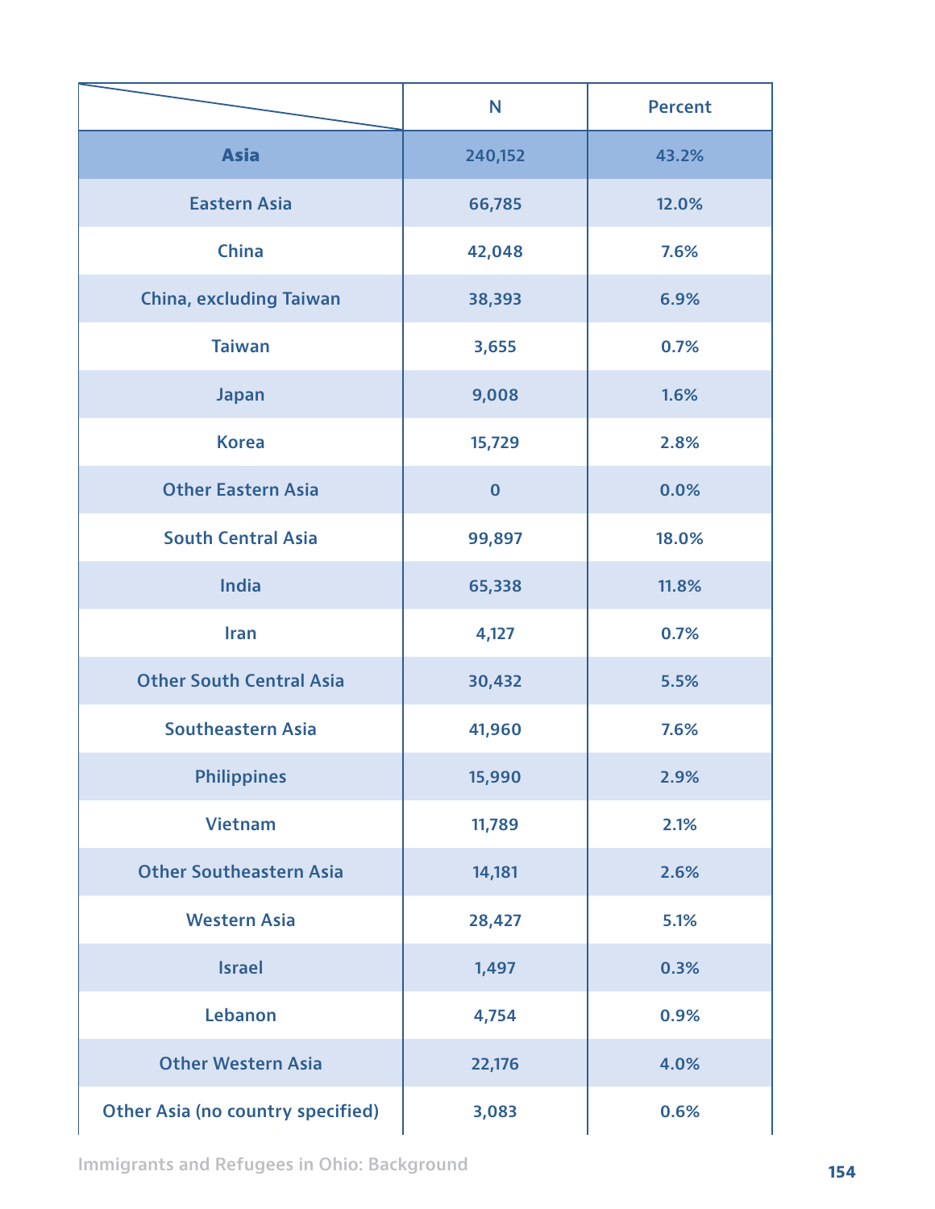| | N | Percent |
|---|---|---|
| **Asia** | 240,152 | 43.2% |
| Eastern Asia | 66,785 | 12.0% |
| China | 42,048 | 7.6% |
| China, excluding Taiwan | 38,393 | 6.9% |
| Taiwan | 3,655 | 0.7% |
| Japan | 9,008 | 1.6% |
| Korea | 15,729 | 2.8% |
| Other Eastern Asia | 0 | 0.0% |
| South Central Asia | 99,897 | 18.0% |
| India | 65,338 | 11.8% |
| Iran | 4,127 | 0.7% |
| Other South Central Asia | 30,432 | 5.5% |
| Southeastern Asia | 41,960 | 7.6% |
| Philippines | 15,990 | 2.9% |
| Vietnam | 11,789 | 2.1% |
| Other Southeastern Asia | 14,181 | 2.6% |
| Western Asia | 28,427 | 5.1% |
| Israel | 1,497 | 0.3% |
| Lebanon | 4,754 | 0.9% |
| Other Western Asia | 22,176 | 4.0% |
| Other Asia (no country specified) | 3,083 | 0.6% |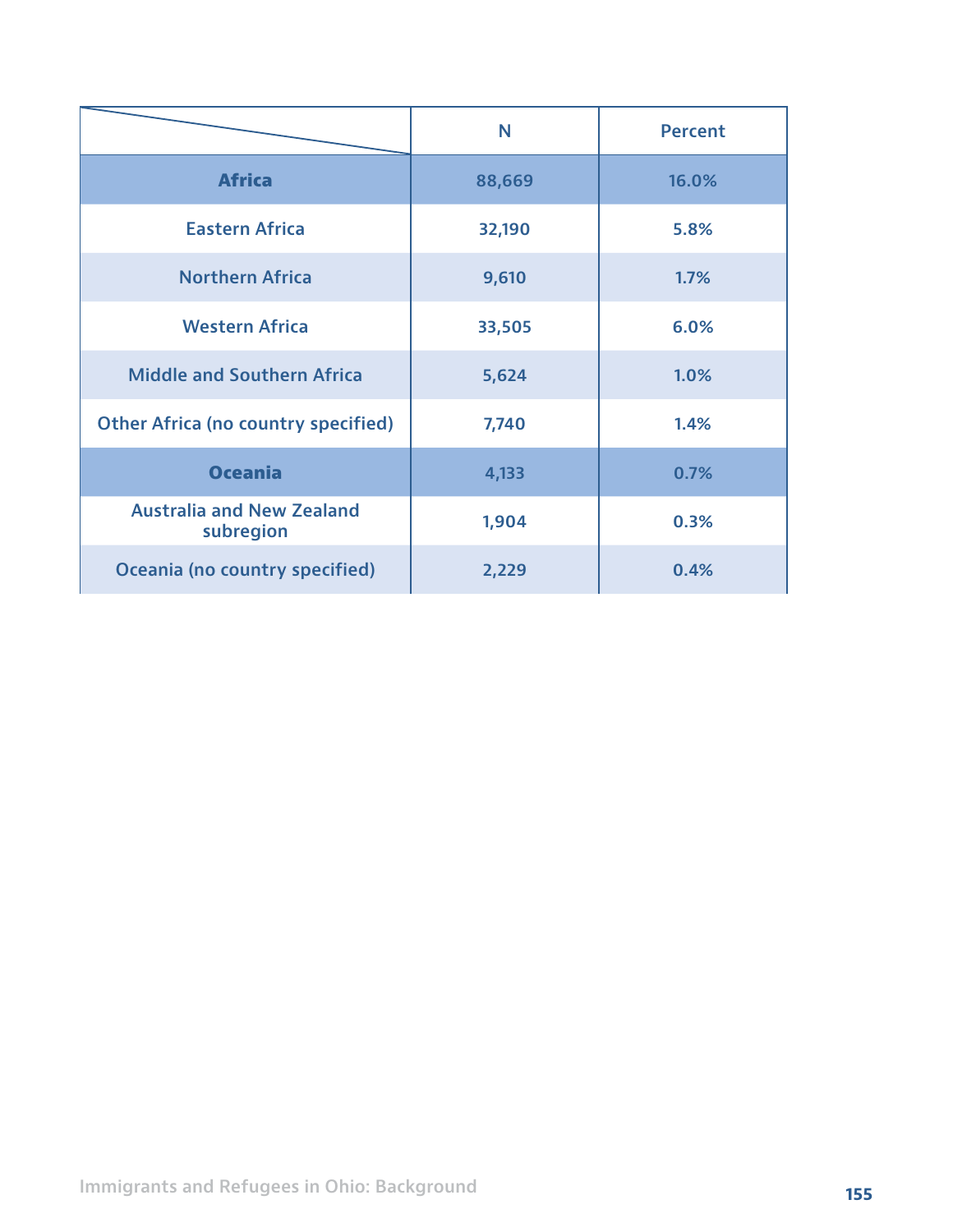| | N | Percent |
|---|---|---|
| **Africa** | **88,669** | **16.0%** |
| Eastern Africa | 32,190 | 5.8% |
| Northern Africa | 9,610 | 1.7% |
| Western Africa | 33,505 | 6.0% |
| Middle and Southern Africa | 5,624 | 1.0% |
| Other Africa (no country specified) | 7,740 | 1.4% |
| **Oceania** | **4,133** | **0.7%** |
| Australia and New Zealand subregion | 1,904 | 0.3% |
| Oceania (no country specified) | 2,229 | 0.4% |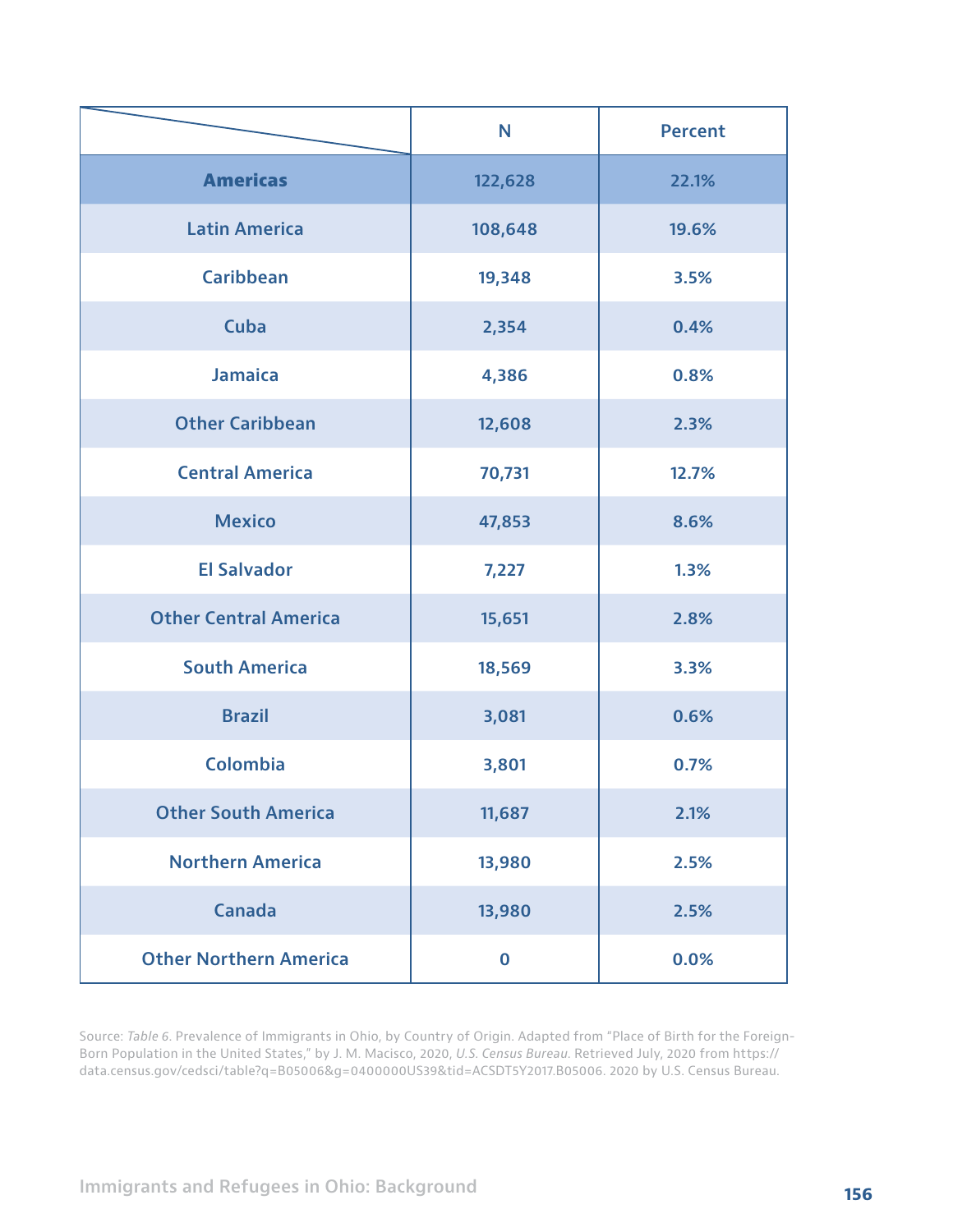| | N | Percent |
|---|---|---|
| **Americas** | 122,628 | 22.1% |
| Latin America | 108,648 | 19.6% |
| Caribbean | 19,348 | 3.5% |
| Cuba | 2,354 | 0.4% |
| Jamaica | 4,386 | 0.8% |
| Other Caribbean | 12,608 | 2.3% |
| Central America | 70,731 | 12.7% |
| Mexico | 47,853 | 8.6% |
| El Salvador | 7,227 | 1.3% |
| Other Central America | 15,651 | 2.8% |
| South America | 18,569 | 3.3% |
| Brazil | 3,081 | 0.6% |
| Colombia | 3,801 | 0.7% |
| Other South America | 11,687 | 2.1% |
| Northern America | 13,980 | 2.5% |
| Canada | 13,980 | 2.5% |
| Other Northern America | 0 | 0.0% |

Source: *Table 6*. Prevalence of Immigrants in Ohio, by Country of Origin. Adapted from "Place of Birth for the Foreign-Born Population in the United States," by J. M. Macisco, 2020, *U.S. Census Bureau*. Retrieved July, 2020 from https://data.census.gov/cedsci/table?q=B05006&g=0400000US39&tid=ACSDT5Y2017.B05006. 2020 by U.S. Census Bureau.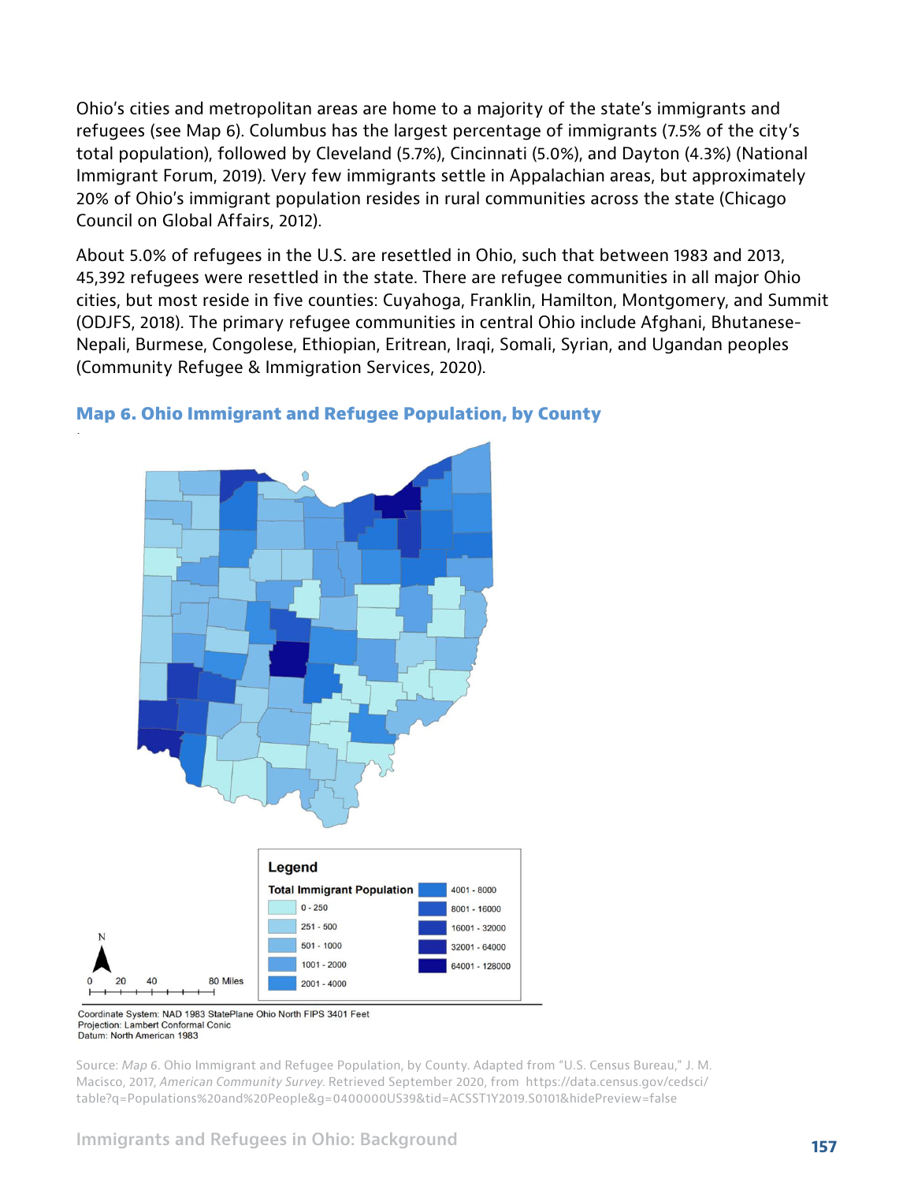Ohio's cities and metropolitan areas are home to a majority of the state's immigrants and refugees (see Map 6). Columbus has the largest percentage of immigrants (7.5% of the city's total population), followed by Cleveland (5.7%), Cincinnati (5.0%), and Dayton (4.3%) (National Immigrant Forum, 2019). Very few immigrants settle in Appalachian areas, but approximately 20% of Ohio's immigrant population resides in rural communities across the state (Chicago Council on Global Affairs, 2012).

About 5.0% of refugees in the U.S. are resettled in Ohio, such that between 1983 and 2013, 45,392 refugees were resettled in the state. There are refugee communities in all major Ohio cities, but most reside in five counties: Cuyahoga, Franklin, Hamilton, Montgomery, and Summit (ODJFS, 2018). The primary refugee communities in central Ohio include Afghani, Bhutanese-Nepali, Burmese, Congolese, Ethiopian, Eritrean, Iraqi, Somali, Syrian, and Ugandan peoples (Community Refugee & Immigration Services, 2020).

### Map 6. Ohio Immigrant and Refugee Population, by County

**Legend**

**Total Immigrant Population**

- 0 - 250
- 251 - 500
- 501 - 1000
- 1001 - 2000
- 2001 - 4000
- 4001 - 8000
- 8001 - 16000
- 16001 - 32000
- 32001 - 64000
- 64001 - 128000

N

0 20 40 80 Miles

Coordinate System: NAD 1983 StatePlane Ohio North FIPS 3401 Feet
Projection: Lambert Conformal Conic
Datum: North American 1983

Source: *Map 6*. Ohio Immigrant and Refugee Population, by County. Adapted from "U.S. Census Bureau," J. M. Macisco, 2017, *American Community Survey*. Retrieved September 2020, from https://data.census.gov/cedsci/table?q=Populations%20and%20People&g=0400000US39&tid=ACSST1Y2019.S0101&hidePreview=false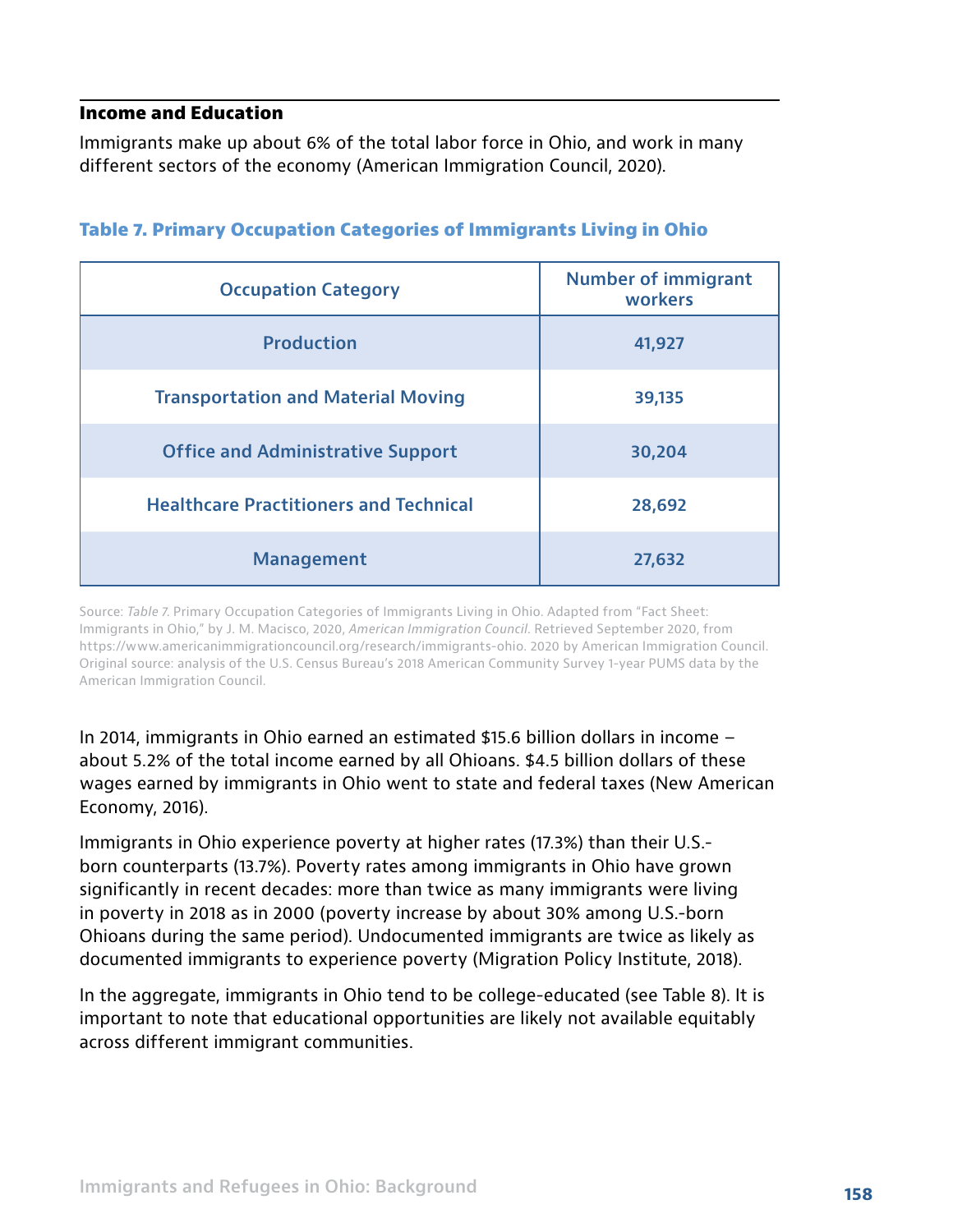## Income and Education

Immigrants make up about 6% of the total labor force in Ohio, and work in many different sectors of the economy (American Immigration Council, 2020).

### Table 7. Primary Occupation Categories of Immigrants Living in Ohio

| Occupation Category | Number of immigrant workers |
|---|---|
| Production | 41,927 |
| Transportation and Material Moving | 39,135 |
| Office and Administrative Support | 30,204 |
| Healthcare Practitioners and Technical | 28,692 |
| Management | 27,632 |

Source: *Table 7.* Primary Occupation Categories of Immigrants Living in Ohio. Adapted from “Fact Sheet: Immigrants in Ohio,” by J. M. Macisco, 2020, *American Immigration Council*. Retrieved September 2020, from https://www.americanimmigrationcouncil.org/research/immigrants-ohio. 2020 by American Immigration Council. Original source: analysis of the U.S. Census Bureau’s 2018 American Community Survey 1-year PUMS data by the American Immigration Council.

In 2014, immigrants in Ohio earned an estimated $15.6 billion dollars in income – about 5.2% of the total income earned by all Ohioans. $4.5 billion dollars of these wages earned by immigrants in Ohio went to state and federal taxes (New American Economy, 2016).

Immigrants in Ohio experience poverty at higher rates (17.3%) than their U.S.-born counterparts (13.7%). Poverty rates among immigrants in Ohio have grown significantly in recent decades: more than twice as many immigrants were living in poverty in 2018 as in 2000 (poverty increase by about 30% among U.S.-born Ohioans during the same period). Undocumented immigrants are twice as likely as documented immigrants to experience poverty (Migration Policy Institute, 2018).

In the aggregate, immigrants in Ohio tend to be college-educated (see Table 8). It is important to note that educational opportunities are likely not available equitably across different immigrant communities.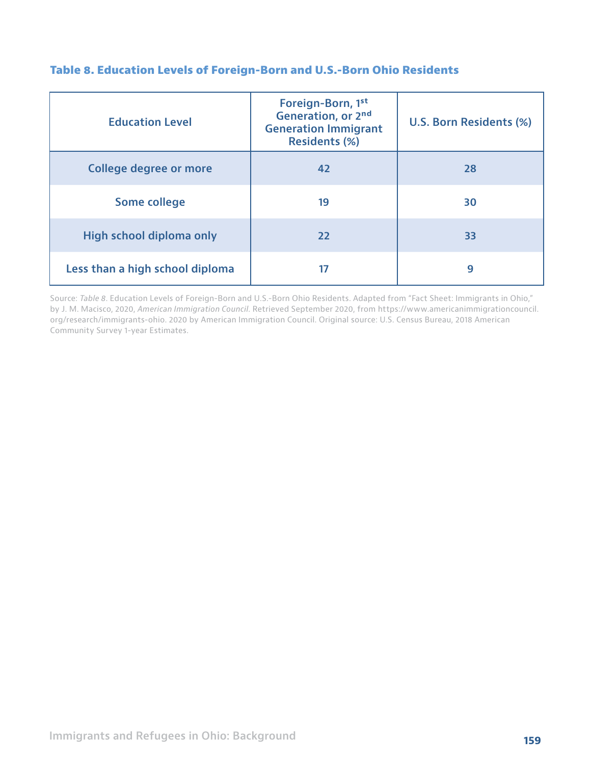### Table 8. Education Levels of Foreign-Born and U.S.-Born Ohio Residents

| Education Level | Foreign-Born, 1st Generation, or 2nd Generation Immigrant Residents (%) | U.S. Born Residents (%) |
|---|---|---|
| College degree or more | 42 | 28 |
| Some college | 19 | 30 |
| High school diploma only | 22 | 33 |
| Less than a high school diploma | 17 | 9 |

Source: *Table 8*. Education Levels of Foreign-Born and U.S.-Born Ohio Residents. Adapted from "Fact Sheet: Immigrants in Ohio," by J. M. Macisco, 2020, *American Immigration Council*. Retrieved September 2020, from https://www.americanimmigrationcouncil.org/research/immigrants-ohio. 2020 by American Immigration Council. Original source: U.S. Census Bureau, 2018 American Community Survey 1-year Estimates.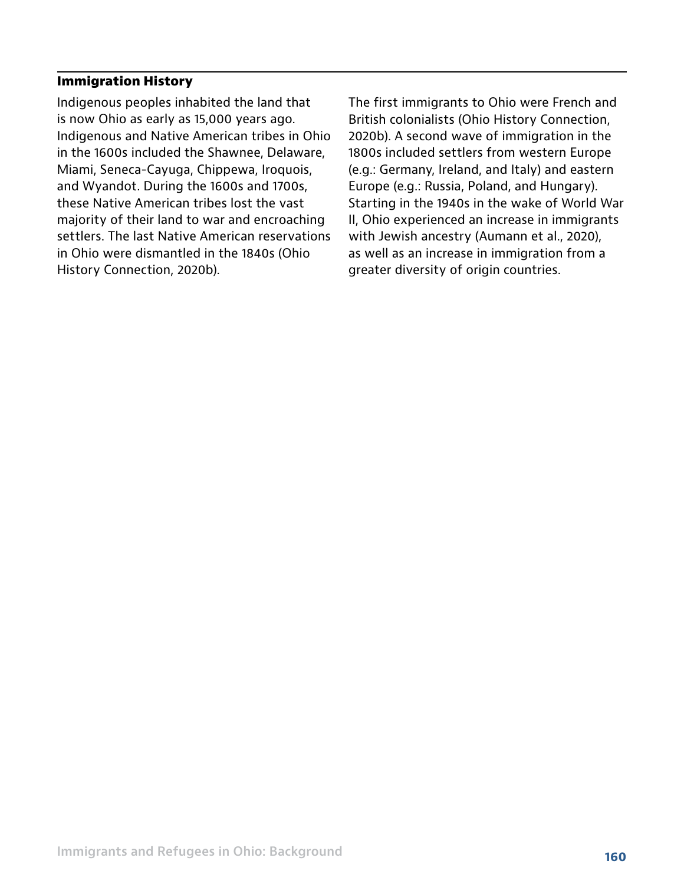### Immigration History

Indigenous peoples inhabited the land that is now Ohio as early as 15,000 years ago. Indigenous and Native American tribes in Ohio in the 1600s included the Shawnee, Delaware, Miami, Seneca-Cayuga, Chippewa, Iroquois, and Wyandot. During the 1600s and 1700s, these Native American tribes lost the vast majority of their land to war and encroaching settlers. The last Native American reservations in Ohio were dismantled in the 1840s (Ohio History Connection, 2020b).

The first immigrants to Ohio were French and British colonialists (Ohio History Connection, 2020b). A second wave of immigration in the 1800s included settlers from western Europe (e.g.: Germany, Ireland, and Italy) and eastern Europe (e.g.: Russia, Poland, and Hungary). Starting in the 1940s in the wake of World War II, Ohio experienced an increase in immigrants with Jewish ancestry (Aumann et al., 2020), as well as an increase in immigration from a greater diversity of origin countries.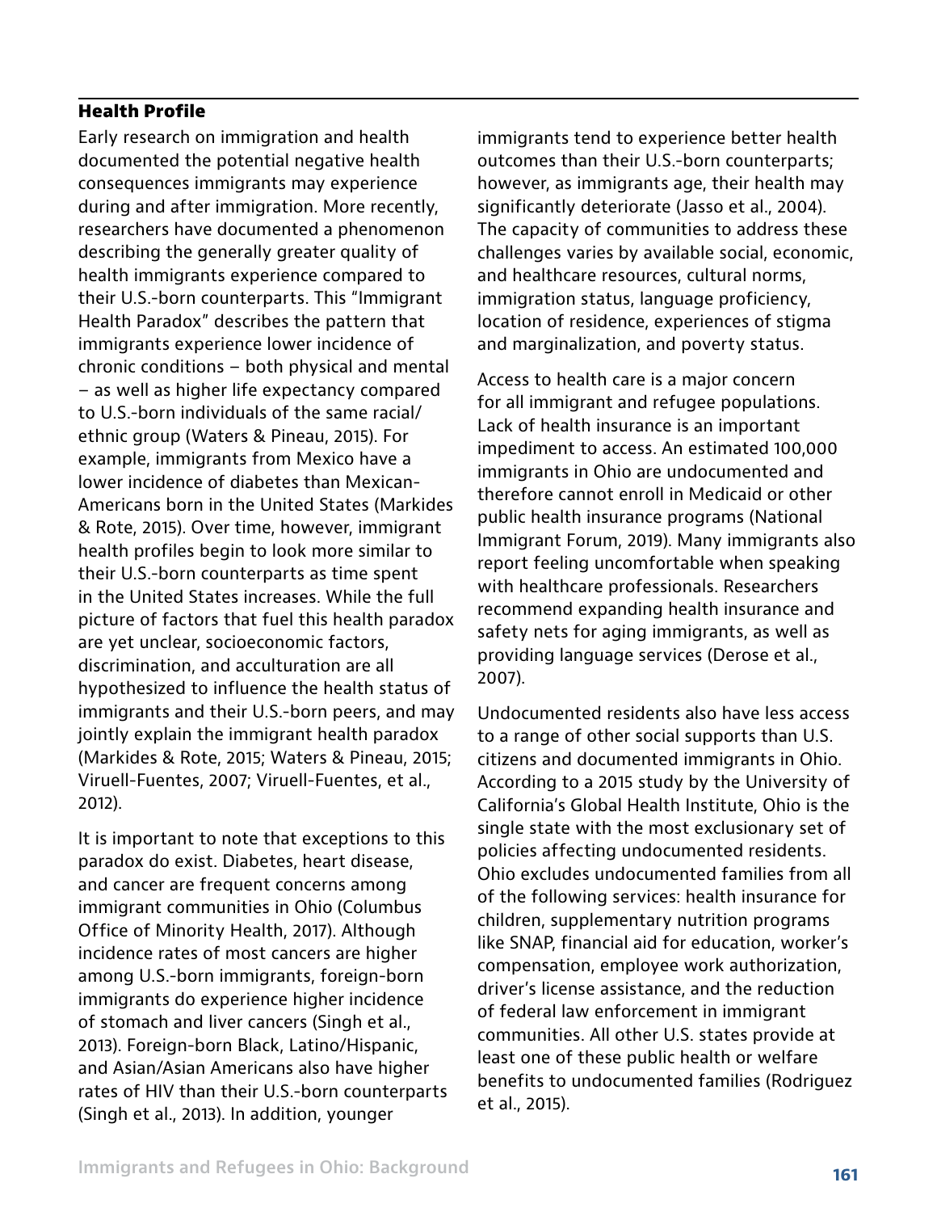## Health Profile

Early research on immigration and health documented the potential negative health consequences immigrants may experience during and after immigration. More recently, researchers have documented a phenomenon describing the generally greater quality of health immigrants experience compared to their U.S.-born counterparts. This "Immigrant Health Paradox" describes the pattern that immigrants experience lower incidence of chronic conditions – both physical and mental – as well as higher life expectancy compared to U.S.-born individuals of the same racial/ethnic group (Waters & Pineau, 2015). For example, immigrants from Mexico have a lower incidence of diabetes than Mexican-Americans born in the United States (Markides & Rote, 2015). Over time, however, immigrant health profiles begin to look more similar to their U.S.-born counterparts as time spent in the United States increases. While the full picture of factors that fuel this health paradox are yet unclear, socioeconomic factors, discrimination, and acculturation are all hypothesized to influence the health status of immigrants and their U.S.-born peers, and may jointly explain the immigrant health paradox (Markides & Rote, 2015; Waters & Pineau, 2015; Viruell-Fuentes, 2007; Viruell-Fuentes, et al., 2012).

It is important to note that exceptions to this paradox do exist. Diabetes, heart disease, and cancer are frequent concerns among immigrant communities in Ohio (Columbus Office of Minority Health, 2017). Although incidence rates of most cancers are higher among U.S.-born immigrants, foreign-born immigrants do experience higher incidence of stomach and liver cancers (Singh et al., 2013). Foreign-born Black, Latino/Hispanic, and Asian/Asian Americans also have higher rates of HIV than their U.S.-born counterparts (Singh et al., 2013). In addition, younger immigrants tend to experience better health outcomes than their U.S.-born counterparts; however, as immigrants age, their health may significantly deteriorate (Jasso et al., 2004). The capacity of communities to address these challenges varies by available social, economic, and healthcare resources, cultural norms, immigration status, language proficiency, location of residence, experiences of stigma and marginalization, and poverty status.

Access to health care is a major concern for all immigrant and refugee populations. Lack of health insurance is an important impediment to access. An estimated 100,000 immigrants in Ohio are undocumented and therefore cannot enroll in Medicaid or other public health insurance programs (National Immigrant Forum, 2019). Many immigrants also report feeling uncomfortable when speaking with healthcare professionals. Researchers recommend expanding health insurance and safety nets for aging immigrants, as well as providing language services (Derose et al., 2007).

Undocumented residents also have less access to a range of other social supports than U.S. citizens and documented immigrants in Ohio. According to a 2015 study by the University of California's Global Health Institute, Ohio is the single state with the most exclusionary set of policies affecting undocumented residents. Ohio excludes undocumented families from all of the following services: health insurance for children, supplementary nutrition programs like SNAP, financial aid for education, worker's compensation, employee work authorization, driver's license assistance, and the reduction of federal law enforcement in immigrant communities. All other U.S. states provide at least one of these public health or welfare benefits to undocumented families (Rodriguez et al., 2015).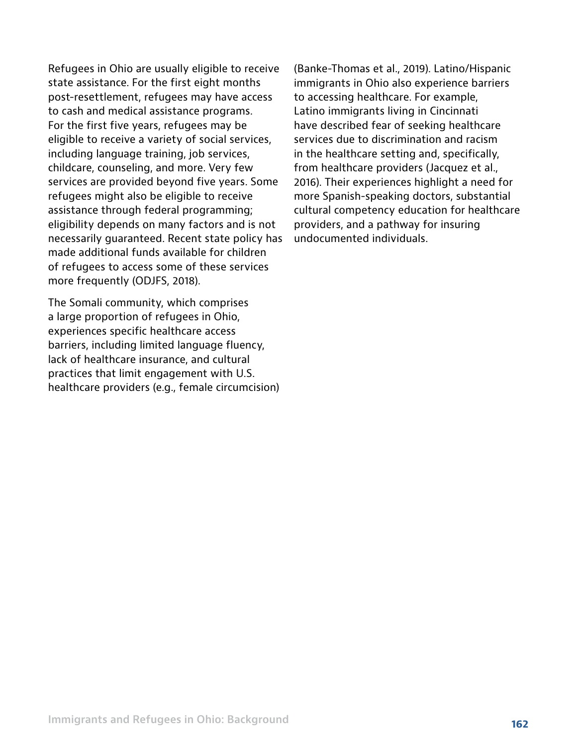Refugees in Ohio are usually eligible to receive state assistance. For the first eight months post-resettlement, refugees may have access to cash and medical assistance programs. For the first five years, refugees may be eligible to receive a variety of social services, including language training, job services, childcare, counseling, and more. Very few services are provided beyond five years. Some refugees might also be eligible to receive assistance through federal programming; eligibility depends on many factors and is not necessarily guaranteed. Recent state policy has made additional funds available for children of refugees to access some of these services more frequently (ODJFS, 2018).

The Somali community, which comprises a large proportion of refugees in Ohio, experiences specific healthcare access barriers, including limited language fluency, lack of healthcare insurance, and cultural practices that limit engagement with U.S. healthcare providers (e.g., female circumcision) (Banke-Thomas et al., 2019). Latino/Hispanic immigrants in Ohio also experience barriers to accessing healthcare. For example, Latino immigrants living in Cincinnati have described fear of seeking healthcare services due to discrimination and racism in the healthcare setting and, specifically, from healthcare providers (Jacquez et al., 2016). Their experiences highlight a need for more Spanish-speaking doctors, substantial cultural competency education for healthcare providers, and a pathway for insuring undocumented individuals.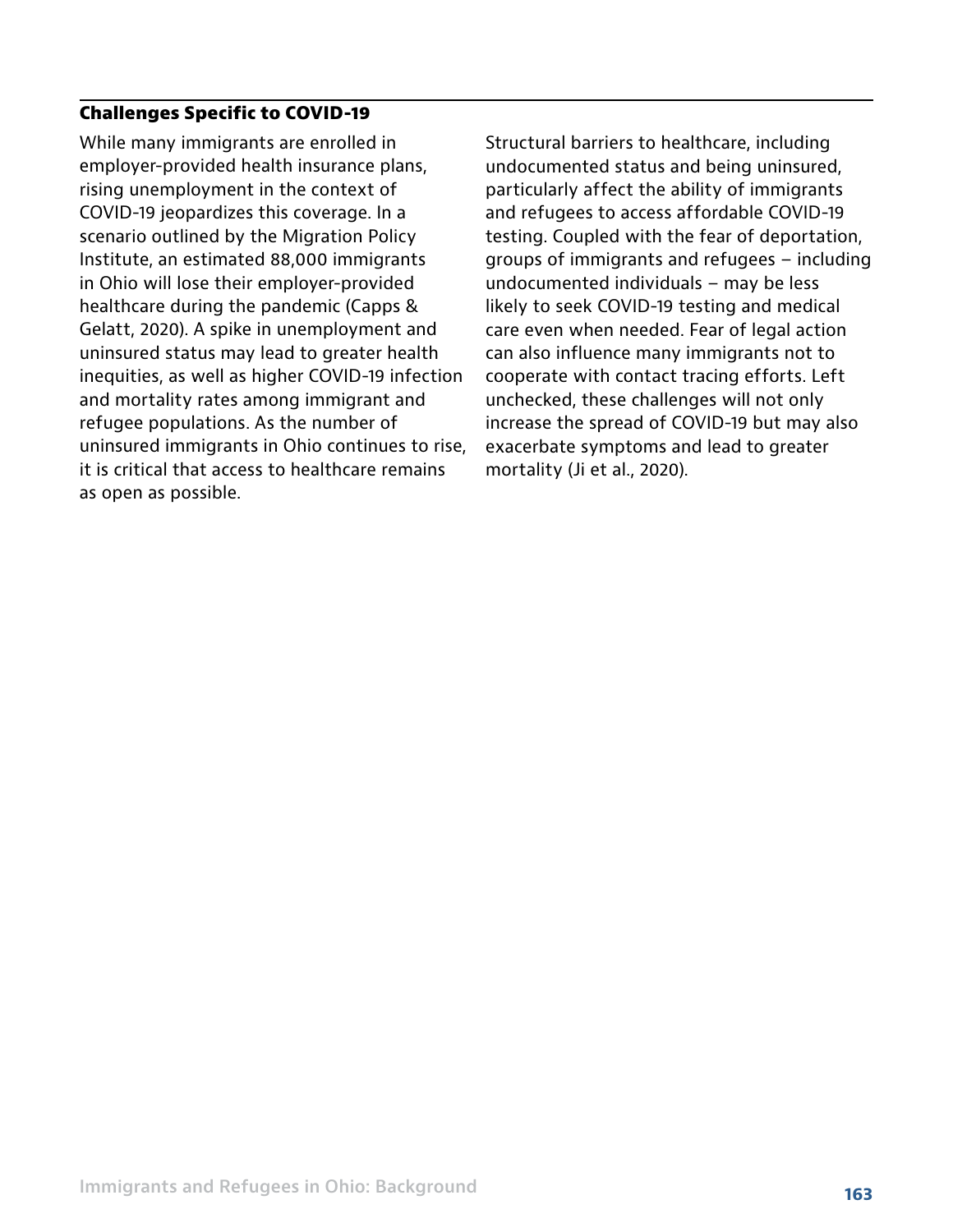### Challenges Specific to COVID-19

While many immigrants are enrolled in employer-provided health insurance plans, rising unemployment in the context of COVID-19 jeopardizes this coverage. In a scenario outlined by the Migration Policy Institute, an estimated 88,000 immigrants in Ohio will lose their employer-provided healthcare during the pandemic (Capps & Gelatt, 2020). A spike in unemployment and uninsured status may lead to greater health inequities, as well as higher COVID-19 infection and mortality rates among immigrant and refugee populations. As the number of uninsured immigrants in Ohio continues to rise, it is critical that access to healthcare remains as open as possible.

Structural barriers to healthcare, including undocumented status and being uninsured, particularly affect the ability of immigrants and refugees to access affordable COVID-19 testing. Coupled with the fear of deportation, groups of immigrants and refugees – including undocumented individuals – may be less likely to seek COVID-19 testing and medical care even when needed. Fear of legal action can also influence many immigrants not to cooperate with contact tracing efforts. Left unchecked, these challenges will not only increase the spread of COVID-19 but may also exacerbate symptoms and lead to greater mortality (Ji et al., 2020).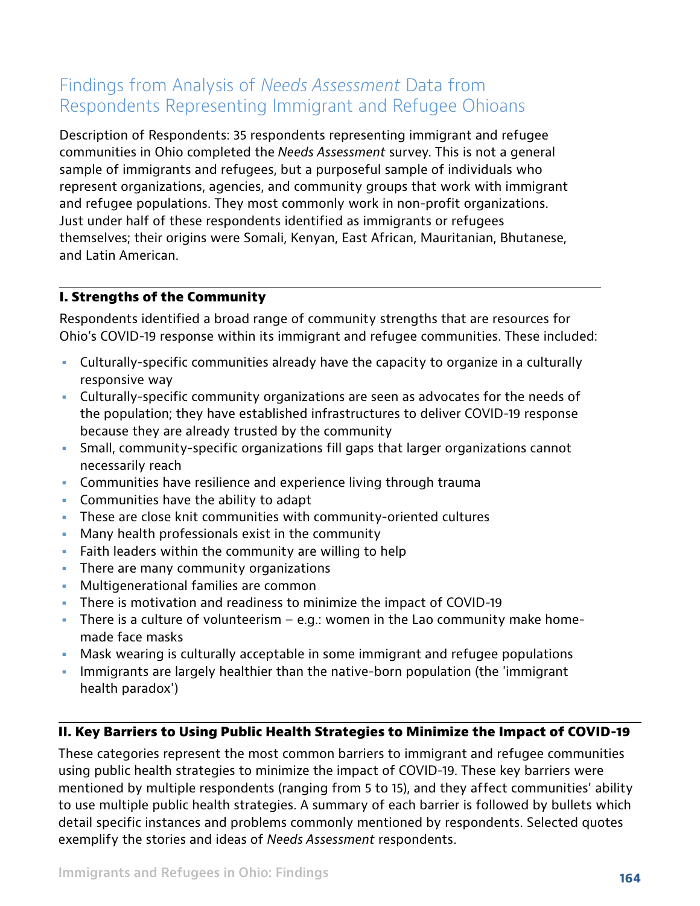## Findings from Analysis of *Needs Assessment* Data from Respondents Representing Immigrant and Refugee Ohioans

Description of Respondents: 35 respondents representing immigrant and refugee communities in Ohio completed the *Needs Assessment* survey. This is not a general sample of immigrants and refugees, but a purposeful sample of individuals who represent organizations, agencies, and community groups that work with immigrant and refugee populations. They most commonly work in non-profit organizations. Just under half of these respondents identified as immigrants or refugees themselves; their origins were Somali, Kenyan, East African, Mauritanian, Bhutanese, and Latin American.

### I. Strengths of the Community

Respondents identified a broad range of community strengths that are resources for Ohio's COVID-19 response within its immigrant and refugee communities. These included:

- Culturally-specific communities already have the capacity to organize in a culturally responsive way
- Culturally-specific community organizations are seen as advocates for the needs of the population; they have established infrastructures to deliver COVID-19 response because they are already trusted by the community
- Small, community-specific organizations fill gaps that larger organizations cannot necessarily reach
- Communities have resilience and experience living through trauma
- Communities have the ability to adapt
- These are close knit communities with community-oriented cultures
- Many health professionals exist in the community
- Faith leaders within the community are willing to help
- There are many community organizations
- Multigenerational families are common
- There is motivation and readiness to minimize the impact of COVID-19
- There is a culture of volunteerism – e.g.: women in the Lao community make home-made face masks
- Mask wearing is culturally acceptable in some immigrant and refugee populations
- Immigrants are largely healthier than the native-born population (the 'immigrant health paradox')

### II. Key Barriers to Using Public Health Strategies to Minimize the Impact of COVID-19

These categories represent the most common barriers to immigrant and refugee communities using public health strategies to minimize the impact of COVID-19. These key barriers were mentioned by multiple respondents (ranging from 5 to 15), and they affect communities' ability to use multiple public health strategies. A summary of each barrier is followed by bullets which detail specific instances and problems commonly mentioned by respondents. Selected quotes exemplify the stories and ideas of *Needs Assessment* respondents.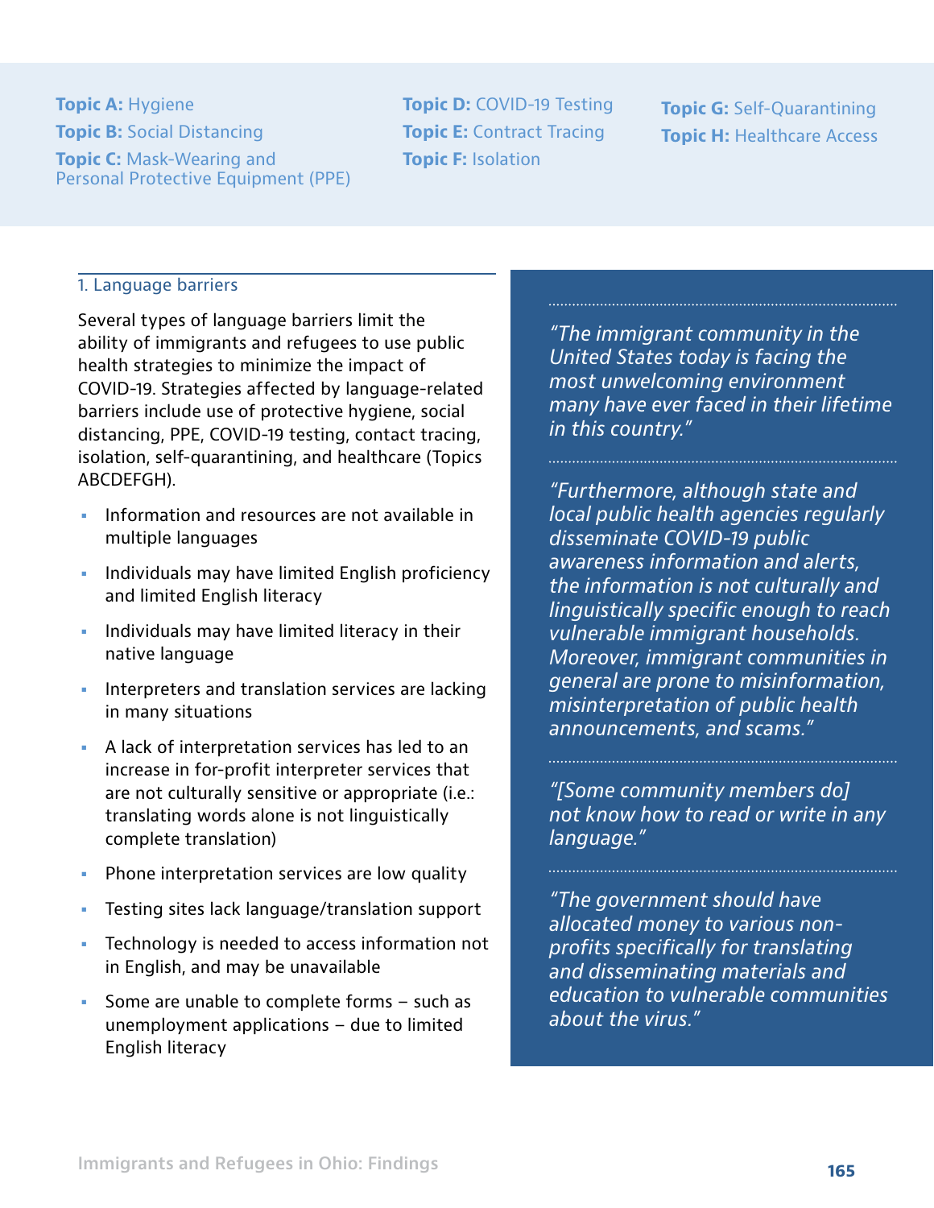**Topic A:** Hygiene
**Topic B:** Social Distancing
**Topic C:** Mask-Wearing and Personal Protective Equipment (PPE)
**Topic D:** COVID-19 Testing
**Topic E:** Contract Tracing
**Topic F:** Isolation
**Topic G:** Self-Quarantining
**Topic H:** Healthcare Access

### 1. Language barriers

Several types of language barriers limit the ability of immigrants and refugees to use public health strategies to minimize the impact of COVID-19. Strategies affected by language-related barriers include use of protective hygiene, social distancing, PPE, COVID-19 testing, contact tracing, isolation, self-quarantining, and healthcare (Topics ABCDEFGH).

- Information and resources are not available in multiple languages
- Individuals may have limited English proficiency and limited English literacy
- Individuals may have limited literacy in their native language
- Interpreters and translation services are lacking in many situations
- A lack of interpretation services has led to an increase in for-profit interpreter services that are not culturally sensitive or appropriate (i.e.: translating words alone is not linguistically complete translation)
- Phone interpretation services are low quality
- Testing sites lack language/translation support
- Technology is needed to access information not in English, and may be unavailable
- Some are unable to complete forms – such as unemployment applications – due to limited English literacy

*"The immigrant community in the United States today is facing the most unwelcoming environment many have ever faced in their lifetime in this country."*

*"Furthermore, although state and local public health agencies regularly disseminate COVID-19 public awareness information and alerts, the information is not culturally and linguistically specific enough to reach vulnerable immigrant households. Moreover, immigrant communities in general are prone to misinformation, misinterpretation of public health announcements, and scams."*

*"[Some community members do] not know how to read or write in any language."*

*"The government should have allocated money to various non-profits specifically for translating and disseminating materials and education to vulnerable communities about the virus."*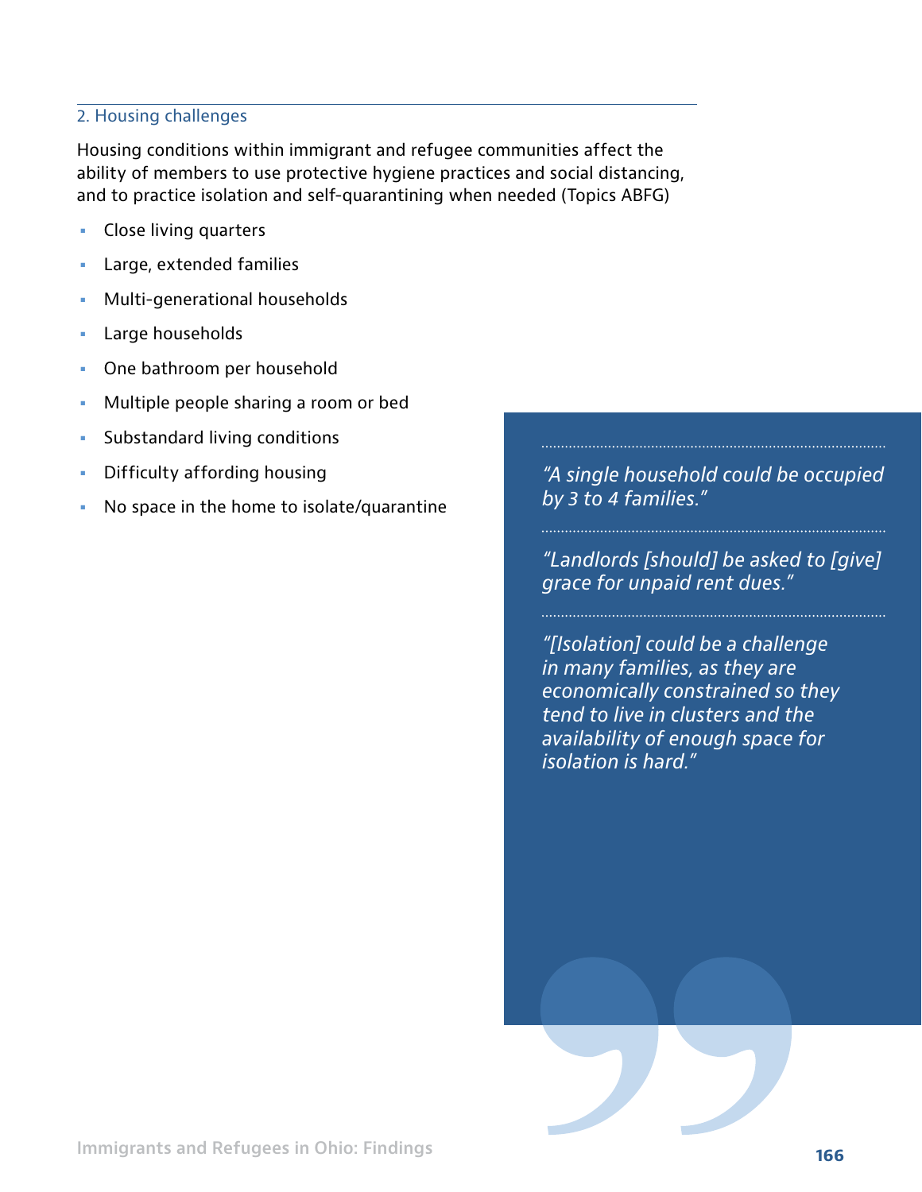## 2. Housing challenges

Housing conditions within immigrant and refugee communities affect the ability of members to use protective hygiene practices and social distancing, and to practice isolation and self-quarantining when needed (Topics ABFG)

- Close living quarters
- Large, extended families
- Multi-generational households
- Large households
- One bathroom per household
- Multiple people sharing a room or bed
- Substandard living conditions
- Difficulty affording housing
- No space in the home to isolate/quarantine

*"A single household could be occupied by 3 to 4 families."*

*"Landlords [should] be asked to [give] grace for unpaid rent dues."*

*"[Isolation] could be a challenge in many families, as they are economically constrained so they tend to live in clusters and the availability of enough space for isolation is hard."*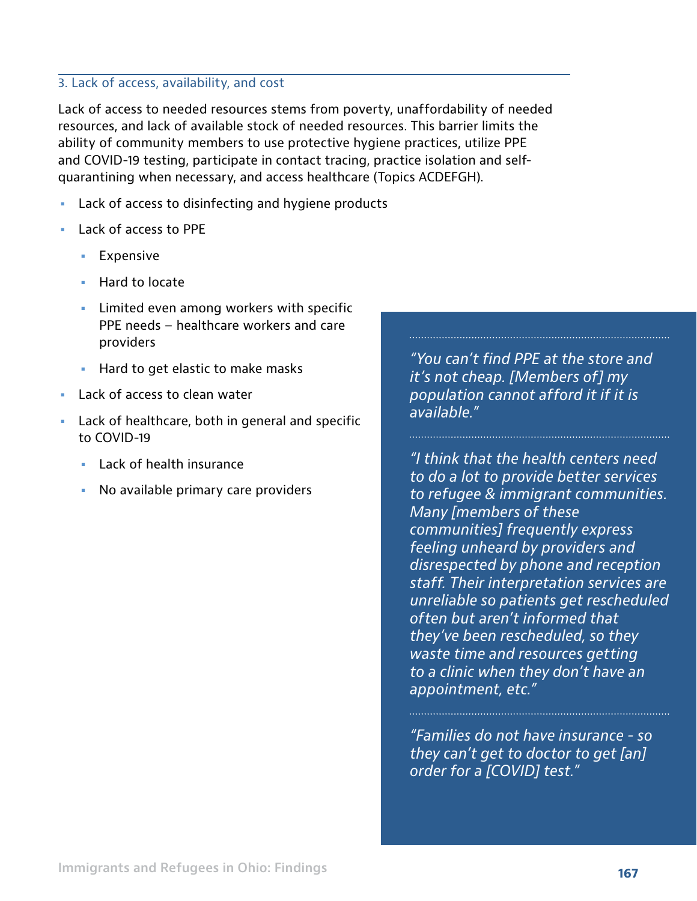### 3. Lack of access, availability, and cost

Lack of access to needed resources stems from poverty, unaffordability of needed resources, and lack of available stock of needed resources. This barrier limits the ability of community members to use protective hygiene practices, utilize PPE and COVID-19 testing, participate in contact tracing, practice isolation and self-quarantining when necessary, and access healthcare (Topics ACDEFGH).

- Lack of access to disinfecting and hygiene products
- Lack of access to PPE
  - Expensive
  - Hard to locate
  - Limited even among workers with specific PPE needs – healthcare workers and care providers
  - Hard to get elastic to make masks
- Lack of access to clean water
- Lack of healthcare, both in general and specific to COVID-19
  - Lack of health insurance
  - No available primary care providers

*"You can't find PPE at the store and it's not cheap. [Members of] my population cannot afford it if it is available."*

*"I think that the health centers need to do a lot to provide better services to refugee & immigrant communities. Many [members of these communities] frequently express feeling unheard by providers and disrespected by phone and reception staff. Their interpretation services are unreliable so patients get rescheduled often but aren't informed that they've been rescheduled, so they waste time and resources getting to a clinic when they don't have an appointment, etc."*

*"Families do not have insurance - so they can't get to doctor to get [an] order for a [COVID] test."*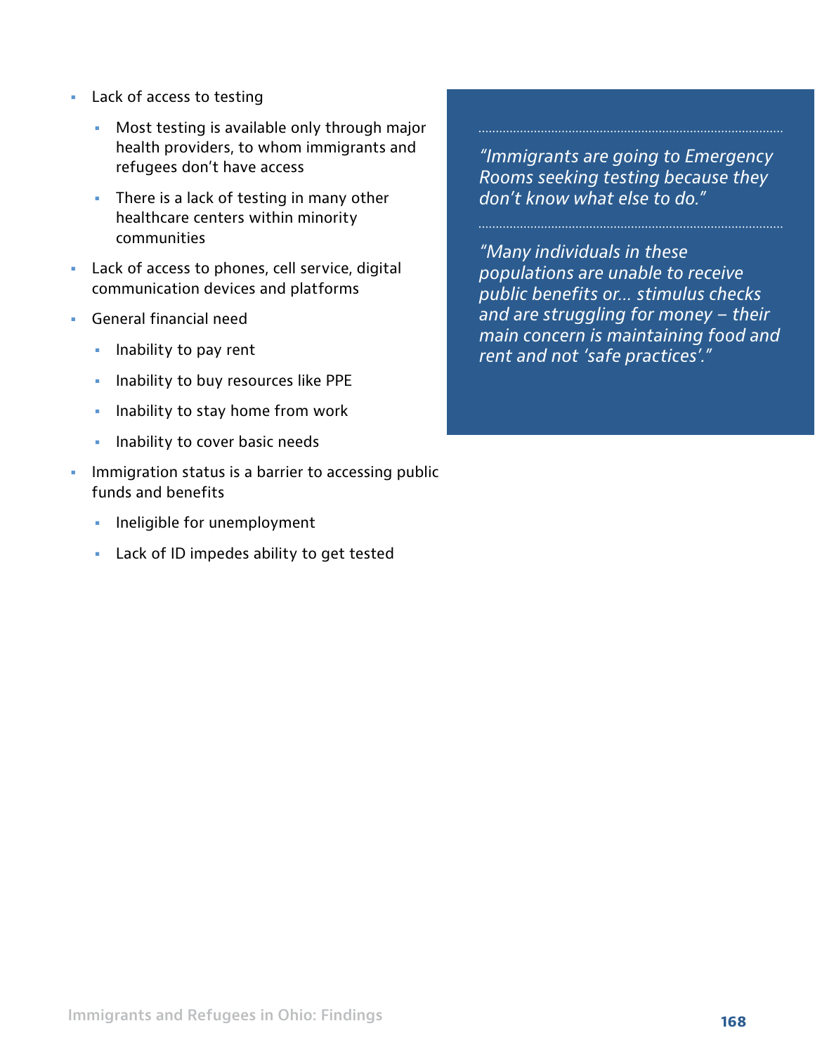- Lack of access to testing
  - Most testing is available only through major health providers, to whom immigrants and refugees don't have access
  - There is a lack of testing in many other healthcare centers within minority communities
- Lack of access to phones, cell service, digital communication devices and platforms
- General financial need
  - Inability to pay rent
  - Inability to buy resources like PPE
  - Inability to stay home from work
  - Inability to cover basic needs
- Immigration status is a barrier to accessing public funds and benefits
  - Ineligible for unemployment
  - Lack of ID impedes ability to get tested

> *"Immigrants are going to Emergency Rooms seeking testing because they don't know what else to do."*

> *"Many individuals in these populations are unable to receive public benefits or... stimulus checks and are struggling for money – their main concern is maintaining food and rent and not 'safe practices'."*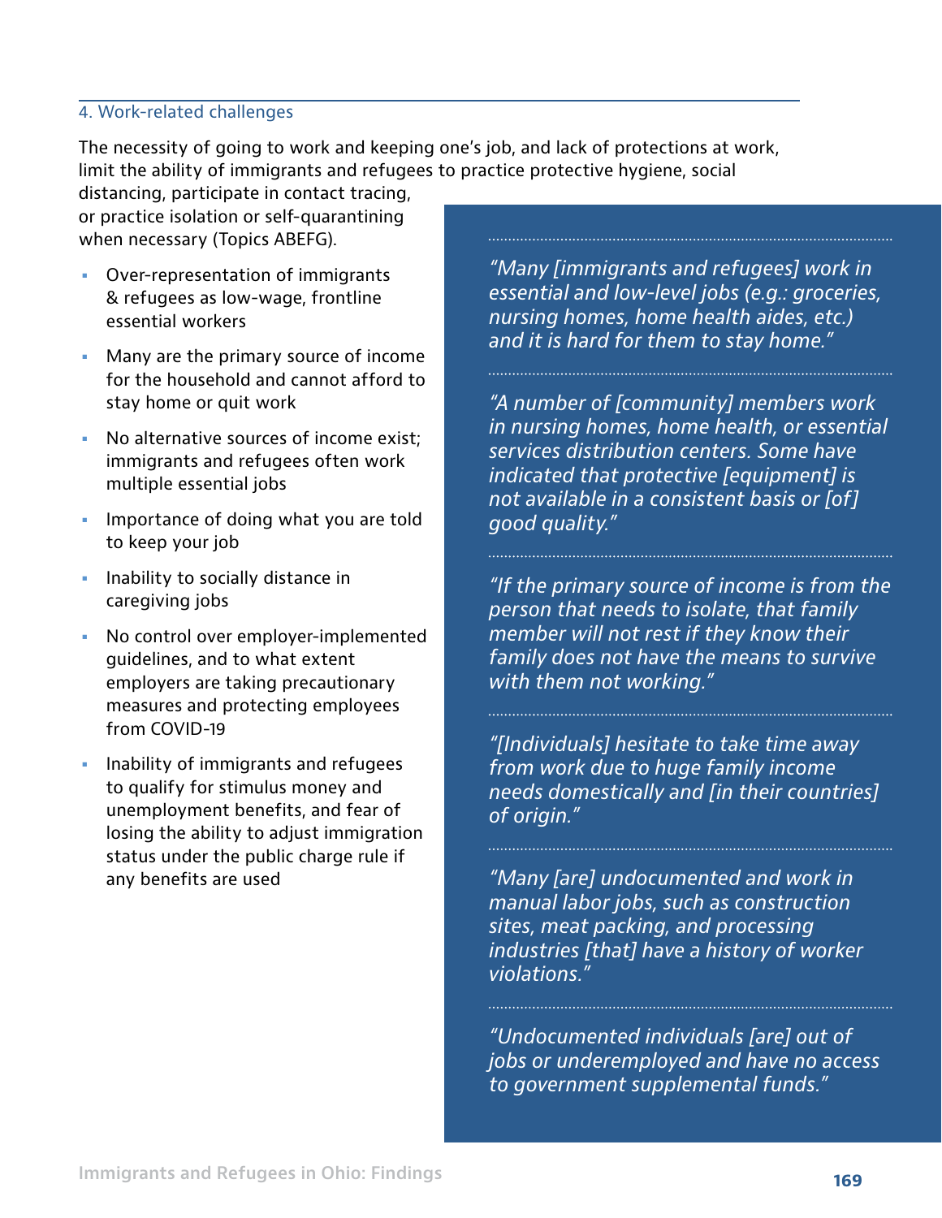### 4. Work-related challenges

The necessity of going to work and keeping one's job, and lack of protections at work, limit the ability of immigrants and refugees to practice protective hygiene, social distancing, participate in contact tracing, or practice isolation or self-quarantining when necessary (Topics ABEFG).

- Over-representation of immigrants & refugees as low-wage, frontline essential workers
- Many are the primary source of income for the household and cannot afford to stay home or quit work
- No alternative sources of income exist; immigrants and refugees often work multiple essential jobs
- Importance of doing what you are told to keep your job
- Inability to socially distance in caregiving jobs
- No control over employer-implemented guidelines, and to what extent employers are taking precautionary measures and protecting employees from COVID-19
- Inability of immigrants and refugees to qualify for stimulus money and unemployment benefits, and fear of losing the ability to adjust immigration status under the public charge rule if any benefits are used

*"Many [immigrants and refugees] work in essential and low-level jobs (e.g.: groceries, nursing homes, home health aides, etc.) and it is hard for them to stay home."*

*"A number of [community] members work in nursing homes, home health, or essential services distribution centers. Some have indicated that protective [equipment] is not available in a consistent basis or [of] good quality."*

*"If the primary source of income is from the person that needs to isolate, that family member will not rest if they know their family does not have the means to survive with them not working."*

*"[Individuals] hesitate to take time away from work due to huge family income needs domestically and [in their countries] of origin."*

*"Many [are] undocumented and work in manual labor jobs, such as construction sites, meat packing, and processing industries [that] have a history of worker violations."*

*"Undocumented individuals [are] out of jobs or underemployed and have no access to government supplemental funds."*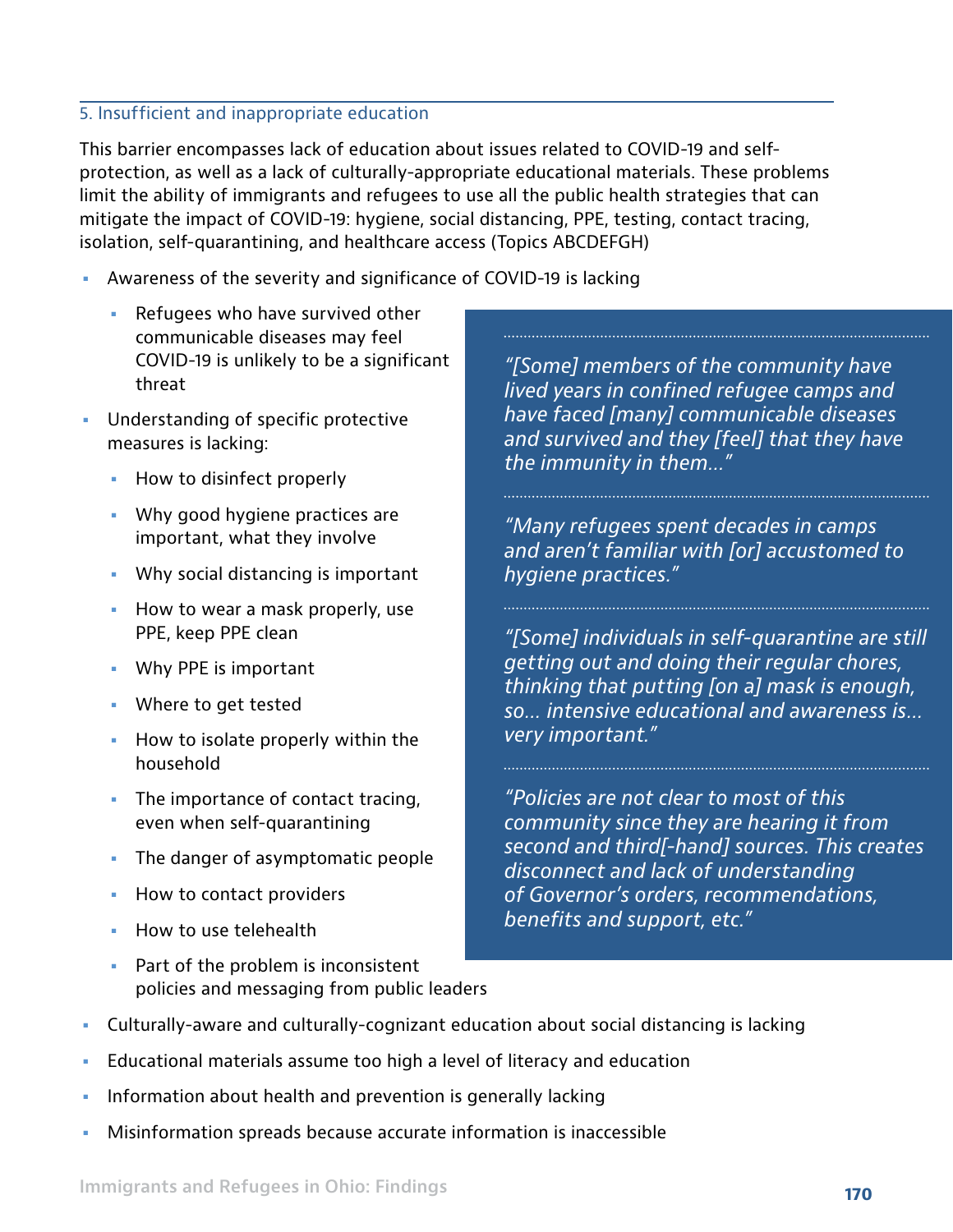### 5. Insufficient and inappropriate education

This barrier encompasses lack of education about issues related to COVID-19 and self-protection, as well as a lack of culturally-appropriate educational materials. These problems limit the ability of immigrants and refugees to use all the public health strategies that can mitigate the impact of COVID-19: hygiene, social distancing, PPE, testing, contact tracing, isolation, self-quarantining, and healthcare access (Topics ABCDEFGH)

- Awareness of the severity and significance of COVID-19 is lacking
  - Refugees who have survived other communicable diseases may feel COVID-19 is unlikely to be a significant threat
- Understanding of specific protective measures is lacking:
  - How to disinfect properly
  - Why good hygiene practices are important, what they involve
  - Why social distancing is important
  - How to wear a mask properly, use PPE, keep PPE clean
  - Why PPE is important
  - Where to get tested
  - How to isolate properly within the household
  - The importance of contact tracing, even when self-quarantining
  - The danger of asymptomatic people
  - How to contact providers
  - How to use telehealth
  - Part of the problem is inconsistent policies and messaging from public leaders
- Culturally-aware and culturally-cognizant education about social distancing is lacking
- Educational materials assume too high a level of literacy and education
- Information about health and prevention is generally lacking
- Misinformation spreads because accurate information is inaccessible

*"[Some] members of the community have lived years in confined refugee camps and have faced [many] communicable diseases and survived and they [feel] that they have the immunity in them..."*

*"Many refugees spent decades in camps and aren't familiar with [or] accustomed to hygiene practices."*

*"[Some] individuals in self-quarantine are still getting out and doing their regular chores, thinking that putting [on a] mask is enough, so... intensive educational and awareness is... very important."*

*"Policies are not clear to most of this community since they are hearing it from second and third[-hand] sources. This creates disconnect and lack of understanding of Governor's orders, recommendations, benefits and support, etc."*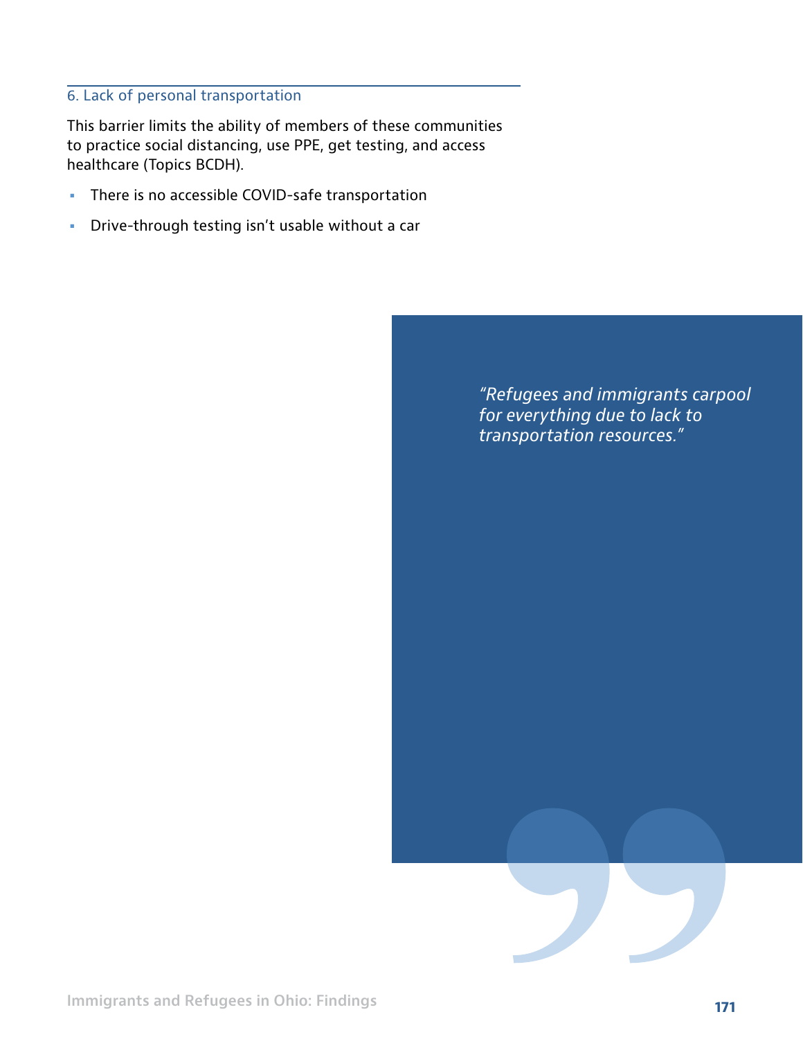### 6. Lack of personal transportation

This barrier limits the ability of members of these communities to practice social distancing, use PPE, get testing, and access healthcare (Topics BCDH).

- There is no accessible COVID-safe transportation
- Drive-through testing isn't usable without a car

*"Refugees and immigrants carpool for everything due to lack to transportation resources."*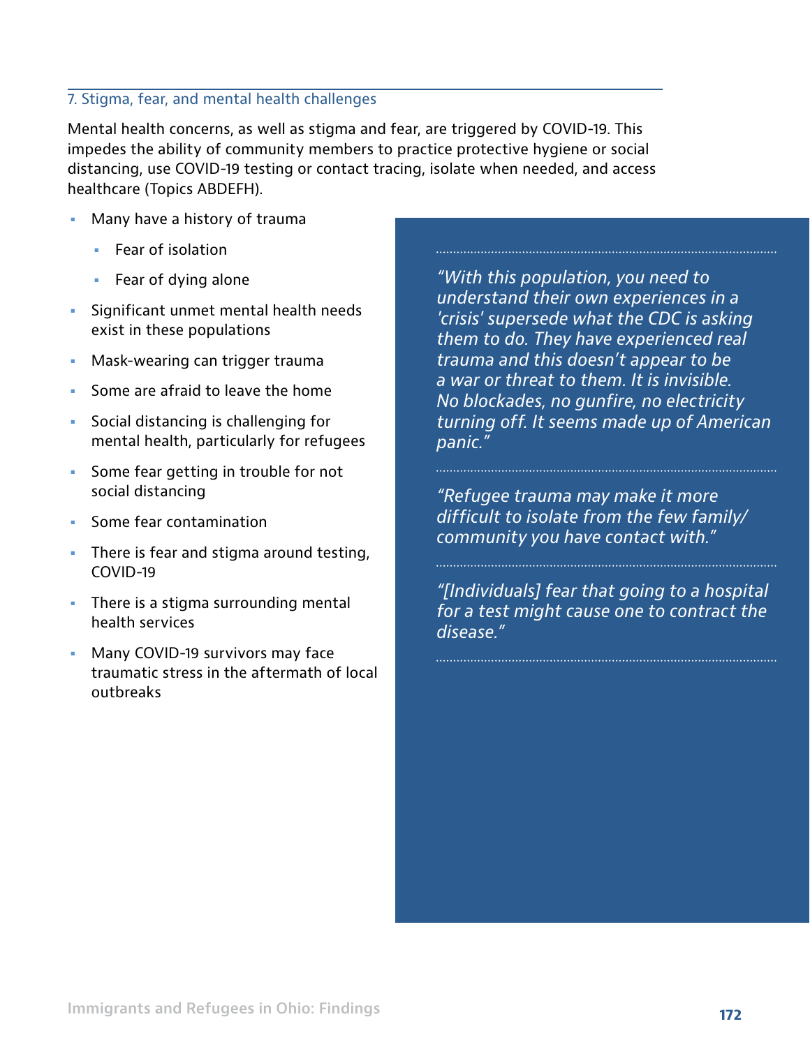## 7. Stigma, fear, and mental health challenges

Mental health concerns, as well as stigma and fear, are triggered by COVID-19. This impedes the ability of community members to practice protective hygiene or social distancing, use COVID-19 testing or contact tracing, isolate when needed, and access healthcare (Topics ABDEFH).

- Many have a history of trauma
  - Fear of isolation
  - Fear of dying alone
- Significant unmet mental health needs exist in these populations
- Mask-wearing can trigger trauma
- Some are afraid to leave the home
- Social distancing is challenging for mental health, particularly for refugees
- Some fear getting in trouble for not social distancing
- Some fear contamination
- There is fear and stigma around testing, COVID-19
- There is a stigma surrounding mental health services
- Many COVID-19 survivors may face traumatic stress in the aftermath of local outbreaks

*"With this population, you need to understand their own experiences in a 'crisis' supersede what the CDC is asking them to do. They have experienced real trauma and this doesn't appear to be a war or threat to them. It is invisible. No blockades, no gunfire, no electricity turning off. It seems made up of American panic."*

*"Refugee trauma may make it more difficult to isolate from the few family/ community you have contact with."*

*"[Individuals] fear that going to a hospital for a test might cause one to contract the disease."*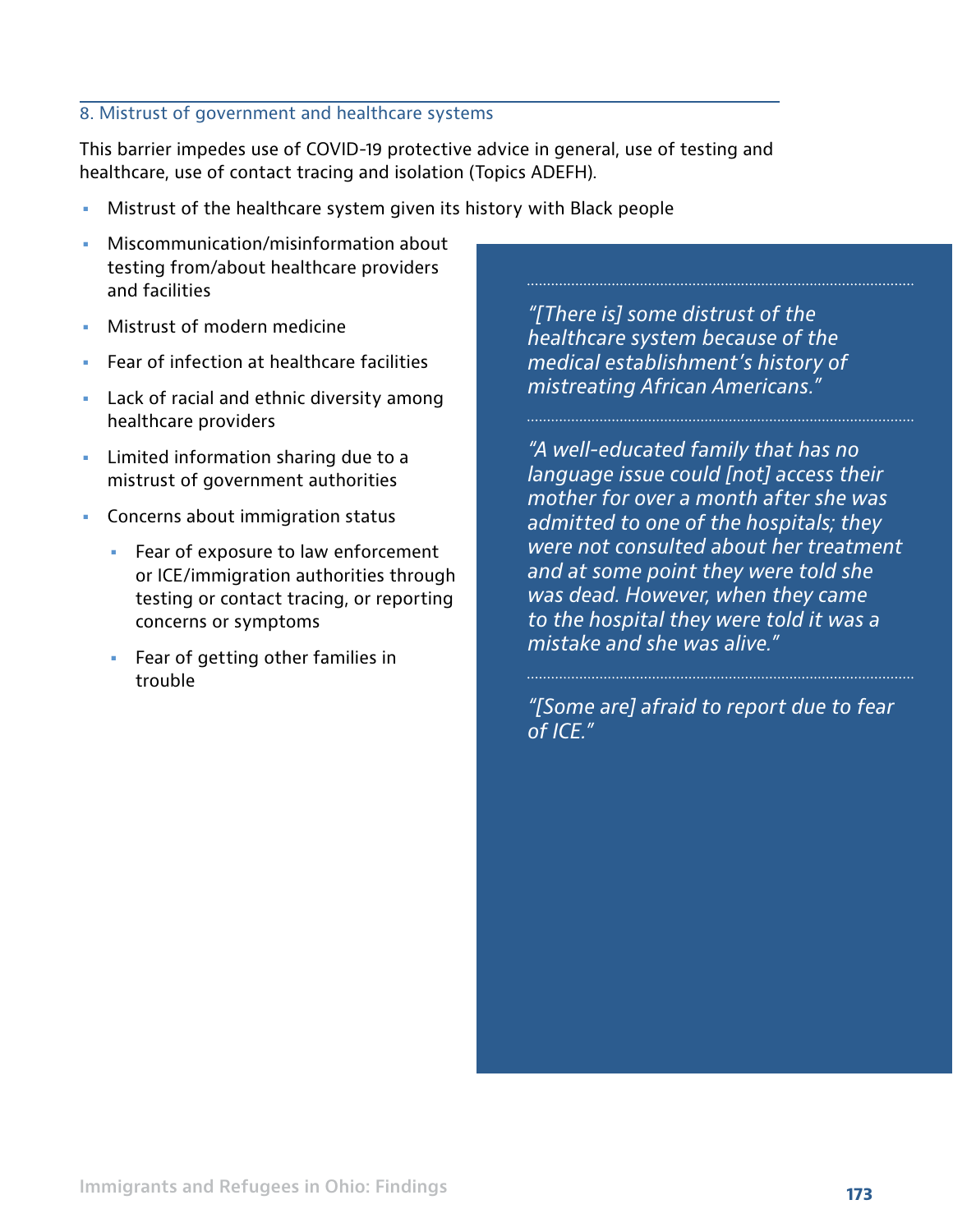### 8. Mistrust of government and healthcare systems

This barrier impedes use of COVID-19 protective advice in general, use of testing and healthcare, use of contact tracing and isolation (Topics ADEFH).

- Mistrust of the healthcare system given its history with Black people
- Miscommunication/misinformation about testing from/about healthcare providers and facilities
- Mistrust of modern medicine
- Fear of infection at healthcare facilities
- Lack of racial and ethnic diversity among healthcare providers
- Limited information sharing due to a mistrust of government authorities
- Concerns about immigration status
  - Fear of exposure to law enforcement or ICE/immigration authorities through testing or contact tracing, or reporting concerns or symptoms
  - Fear of getting other families in trouble

*"[There is] some distrust of the healthcare system because of the medical establishment's history of mistreating African Americans."*

*"A well-educated family that has no language issue could [not] access their mother for over a month after she was admitted to one of the hospitals; they were not consulted about her treatment and at some point they were told she was dead. However, when they came to the hospital they were told it was a mistake and she was alive."*

*"[Some are] afraid to report due to fear of ICE."*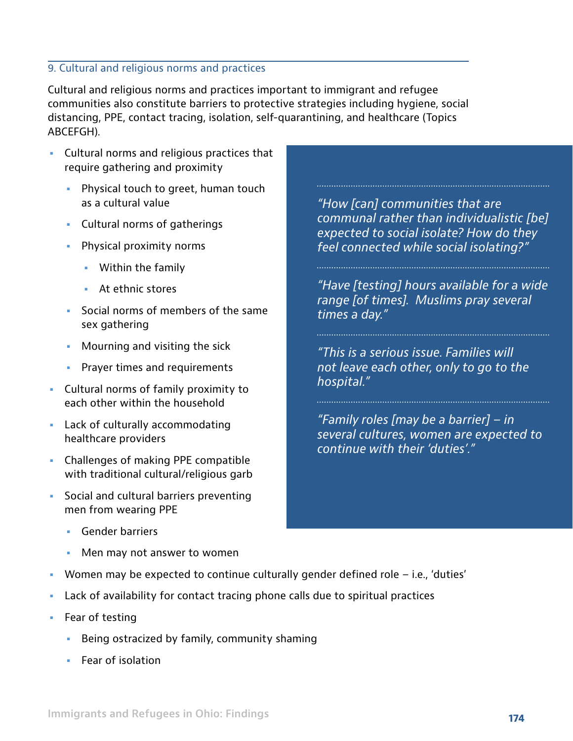### 9. Cultural and religious norms and practices

Cultural and religious norms and practices important to immigrant and refugee communities also constitute barriers to protective strategies including hygiene, social distancing, PPE, contact tracing, isolation, self-quarantining, and healthcare (Topics ABCEFGH).

- Cultural norms and religious practices that require gathering and proximity
  - Physical touch to greet, human touch as a cultural value
  - Cultural norms of gatherings
  - Physical proximity norms
    - Within the family
    - At ethnic stores
  - Social norms of members of the same sex gathering
  - Mourning and visiting the sick
  - Prayer times and requirements
- Cultural norms of family proximity to each other within the household
- Lack of culturally accommodating healthcare providers
- Challenges of making PPE compatible with traditional cultural/religious garb
- Social and cultural barriers preventing men from wearing PPE
  - Gender barriers
  - Men may not answer to women
- Women may be expected to continue culturally gender defined role – i.e., 'duties'
- Lack of availability for contact tracing phone calls due to spiritual practices
- Fear of testing
  - Being ostracized by family, community shaming
  - Fear of isolation

> *"How [can] communities that are communal rather than individualistic [be] expected to social isolate? How do they feel connected while social isolating?"*

> *"Have [testing] hours available for a wide range [of times]. Muslims pray several times a day."*

> *"This is a serious issue. Families will not leave each other, only to go to the hospital."*

> *"Family roles [may be a barrier] – in several cultures, women are expected to continue with their 'duties'."*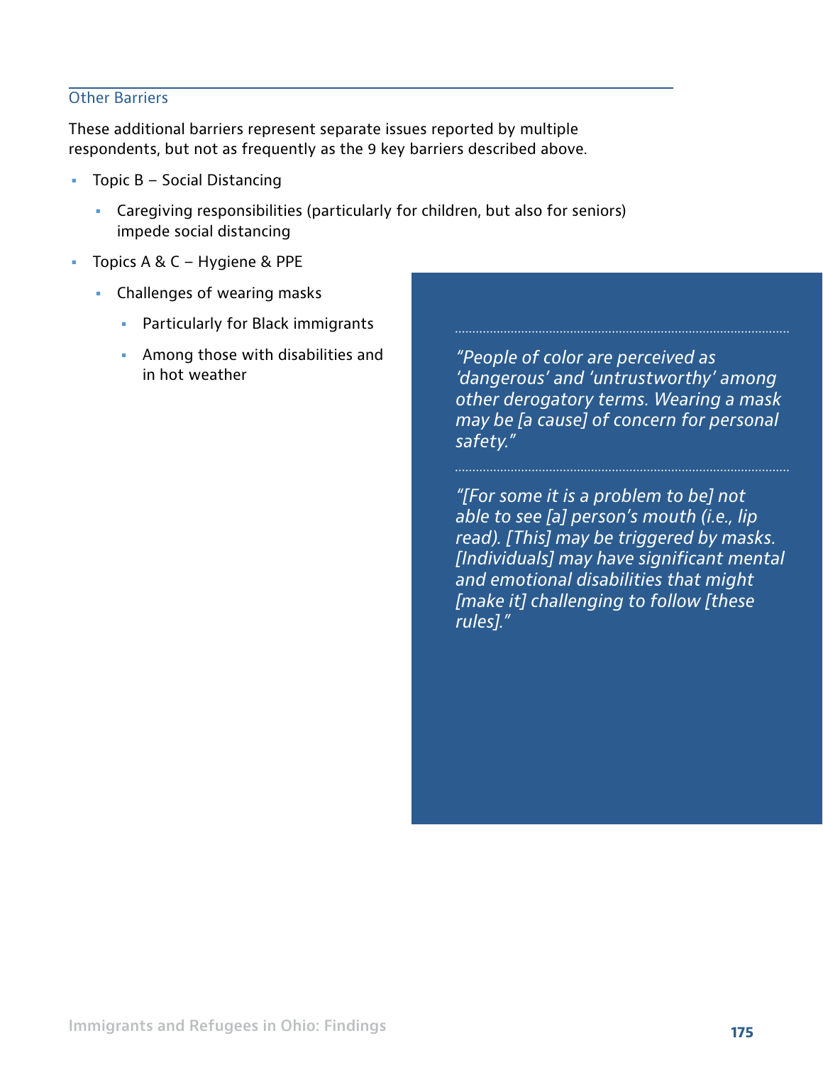### Other Barriers

These additional barriers represent separate issues reported by multiple respondents, but not as frequently as the 9 key barriers described above.

- Topic B – Social Distancing
  - Caregiving responsibilities (particularly for children, but also for seniors) impede social distancing
- Topics A & C – Hygiene & PPE
  - Challenges of wearing masks
    - Particularly for Black immigrants
    - Among those with disabilities and in hot weather

*"People of color are perceived as 'dangerous' and 'untrustworthy' among other derogatory terms. Wearing a mask may be [a cause] of concern for personal safety."*

*"[For some it is a problem to be] not able to see [a] person's mouth (i.e., lip read). [This] may be triggered by masks. [Individuals] may have significant mental and emotional disabilities that might [make it] challenging to follow [these rules]."*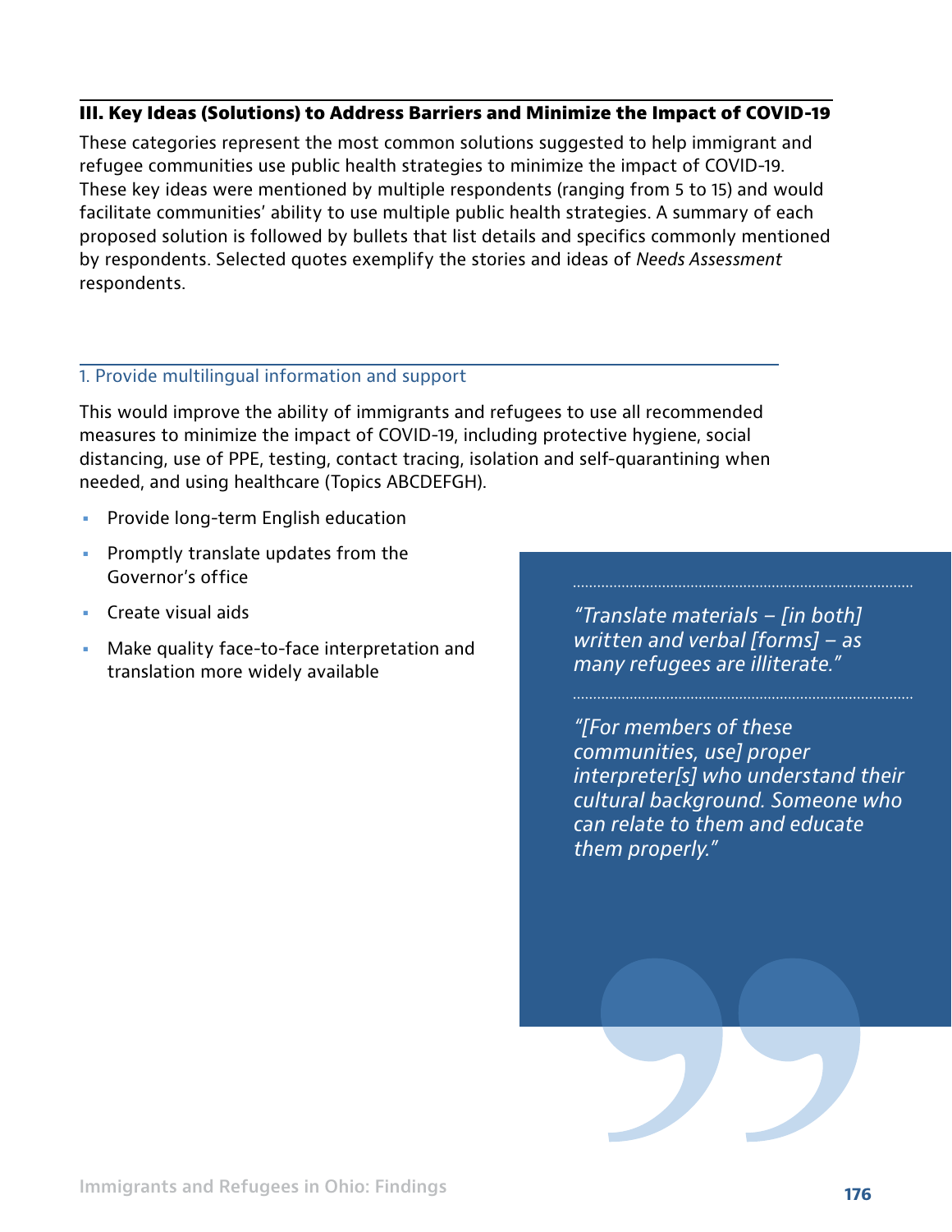## III. Key Ideas (Solutions) to Address Barriers and Minimize the Impact of COVID-19

These categories represent the most common solutions suggested to help immigrant and refugee communities use public health strategies to minimize the impact of COVID-19. These key ideas were mentioned by multiple respondents (ranging from 5 to 15) and would facilitate communities' ability to use multiple public health strategies. A summary of each proposed solution is followed by bullets that list details and specifics commonly mentioned by respondents. Selected quotes exemplify the stories and ideas of *Needs Assessment* respondents.

### 1. Provide multilingual information and support

This would improve the ability of immigrants and refugees to use all recommended measures to minimize the impact of COVID-19, including protective hygiene, social distancing, use of PPE, testing, contact tracing, isolation and self-quarantining when needed, and using healthcare (Topics ABCDEFGH).

- Provide long-term English education
- Promptly translate updates from the Governor's office
- Create visual aids
- Make quality face-to-face interpretation and translation more widely available

*"Translate materials – [in both] written and verbal [forms] – as many refugees are illiterate."*

*"[For members of these communities, use] proper interpreter[s] who understand their cultural background. Someone who can relate to them and educate them properly."*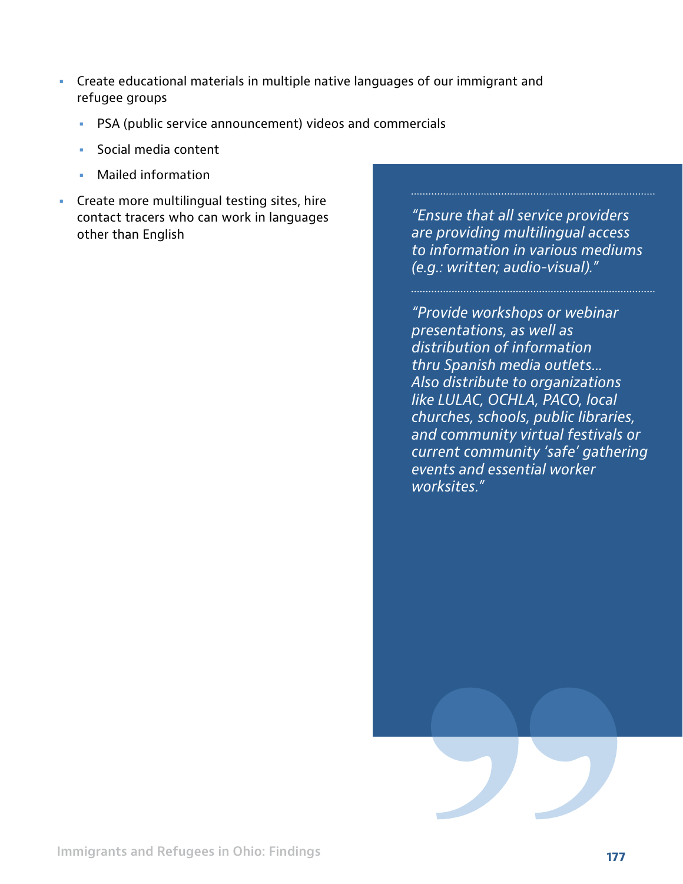- Create educational materials in multiple native languages of our immigrant and refugee groups
  - PSA (public service announcement) videos and commercials
  - Social media content
  - Mailed information
- Create more multilingual testing sites, hire contact tracers who can work in languages other than English

*"Ensure that all service providers are providing multilingual access to information in various mediums (e.g.: written; audio-visual)."*

*"Provide workshops or webinar presentations, as well as distribution of information thru Spanish media outlets... Also distribute to organizations like LULAC, OCHLA, PACO, local churches, schools, public libraries, and community virtual festivals or current community 'safe' gathering events and essential worker worksites."*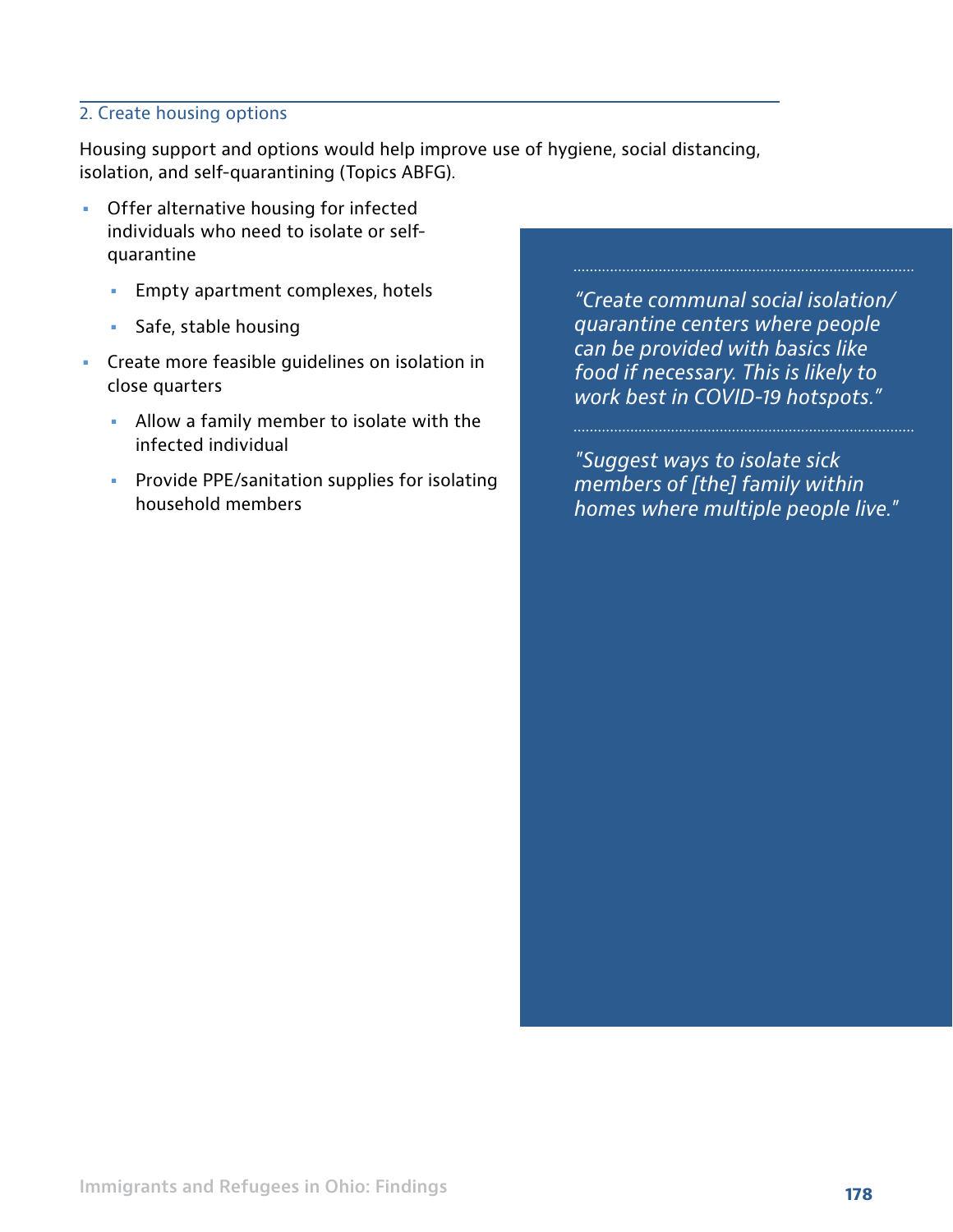### 2. Create housing options

Housing support and options would help improve use of hygiene, social distancing, isolation, and self-quarantining (Topics ABFG).

- Offer alternative housing for infected individuals who need to isolate or self-quarantine
  - Empty apartment complexes, hotels
  - Safe, stable housing
- Create more feasible guidelines on isolation in close quarters
  - Allow a family member to isolate with the infected individual
  - Provide PPE/sanitation supplies for isolating household members

*"Create communal social isolation/ quarantine centers where people can be provided with basics like food if necessary. This is likely to work best in COVID-19 hotspots."*

*"Suggest ways to isolate sick members of [the] family within homes where multiple people live."*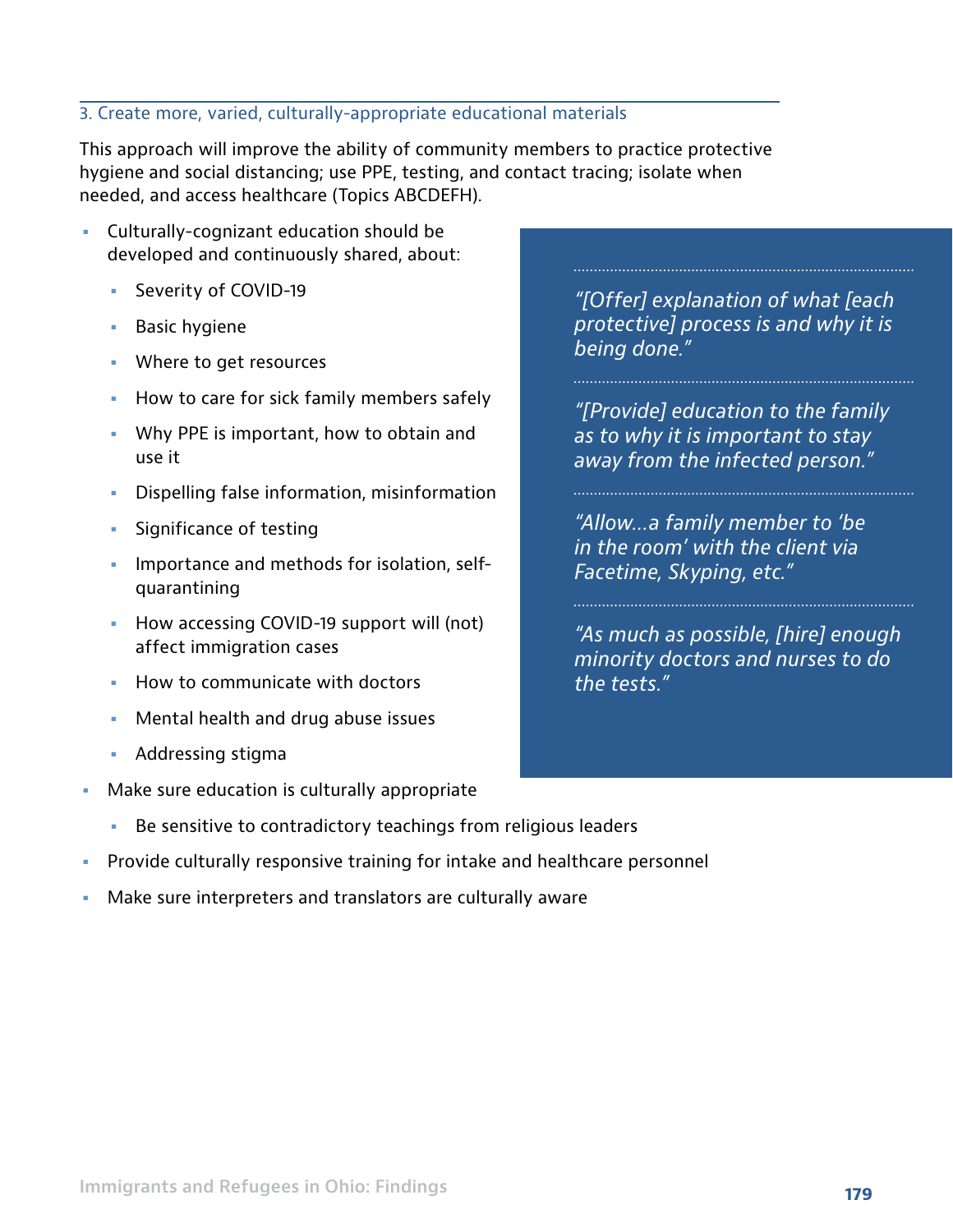### 3. Create more, varied, culturally-appropriate educational materials

This approach will improve the ability of community members to practice protective hygiene and social distancing; use PPE, testing, and contact tracing; isolate when needed, and access healthcare (Topics ABCDEFH).

- Culturally-cognizant education should be developed and continuously shared, about:
  - Severity of COVID-19
  - Basic hygiene
  - Where to get resources
  - How to care for sick family members safely
  - Why PPE is important, how to obtain and use it
  - Dispelling false information, misinformation
  - Significance of testing
  - Importance and methods for isolation, self-quarantining
  - How accessing COVID-19 support will (not) affect immigration cases
  - How to communicate with doctors
  - Mental health and drug abuse issues
  - Addressing stigma
- Make sure education is culturally appropriate
  - Be sensitive to contradictory teachings from religious leaders
- Provide culturally responsive training for intake and healthcare personnel
- Make sure interpreters and translators are culturally aware

> *"[Offer] explanation of what [each protective] process is and why it is being done."*

> *"[Provide] education to the family as to why it is important to stay away from the infected person."*

> *"Allow…a family member to 'be in the room' with the client via Facetime, Skyping, etc."*

> *"As much as possible, [hire] enough minority doctors and nurses to do the tests."*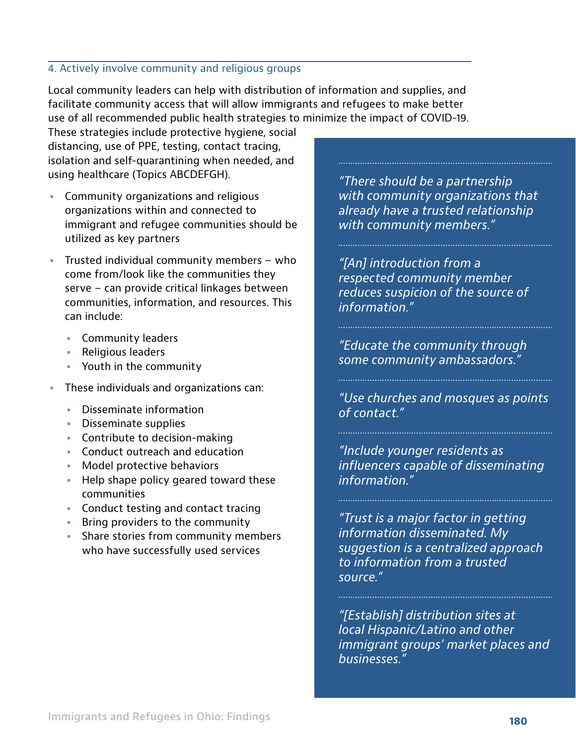### 4. Actively involve community and religious groups

Local community leaders can help with distribution of information and supplies, and facilitate community access that will allow immigrants and refugees to make better use of all recommended public health strategies to minimize the impact of COVID-19. These strategies include protective hygiene, social distancing, use of PPE, testing, contact tracing, isolation and self-quarantining when needed, and using healthcare (Topics ABCDEFGH).

- Community organizations and religious organizations within and connected to immigrant and refugee communities should be utilized as key partners
- Trusted individual community members – who come from/look like the communities they serve – can provide critical linkages between communities, information, and resources. This can include:
  - Community leaders
  - Religious leaders
  - Youth in the community
- These individuals and organizations can:
  - Disseminate information
  - Disseminate supplies
  - Contribute to decision-making
  - Conduct outreach and education
  - Model protective behaviors
  - Help shape policy geared toward these communities
  - Conduct testing and contact tracing
  - Bring providers to the community
  - Share stories from community members who have successfully used services

*"There should be a partnership with community organizations that already have a trusted relationship with community members."*

*"[An] introduction from a respected community member reduces suspicion of the source of information."*

*"Educate the community through some community ambassadors."*

*"Use churches and mosques as points of contact."*

*"Include younger residents as influencers capable of disseminating information."*

*"Trust is a major factor in getting information disseminated. My suggestion is a centralized approach to information from a trusted source."*

*"[Establish] distribution sites at local Hispanic/Latino and other immigrant groups' market places and businesses."*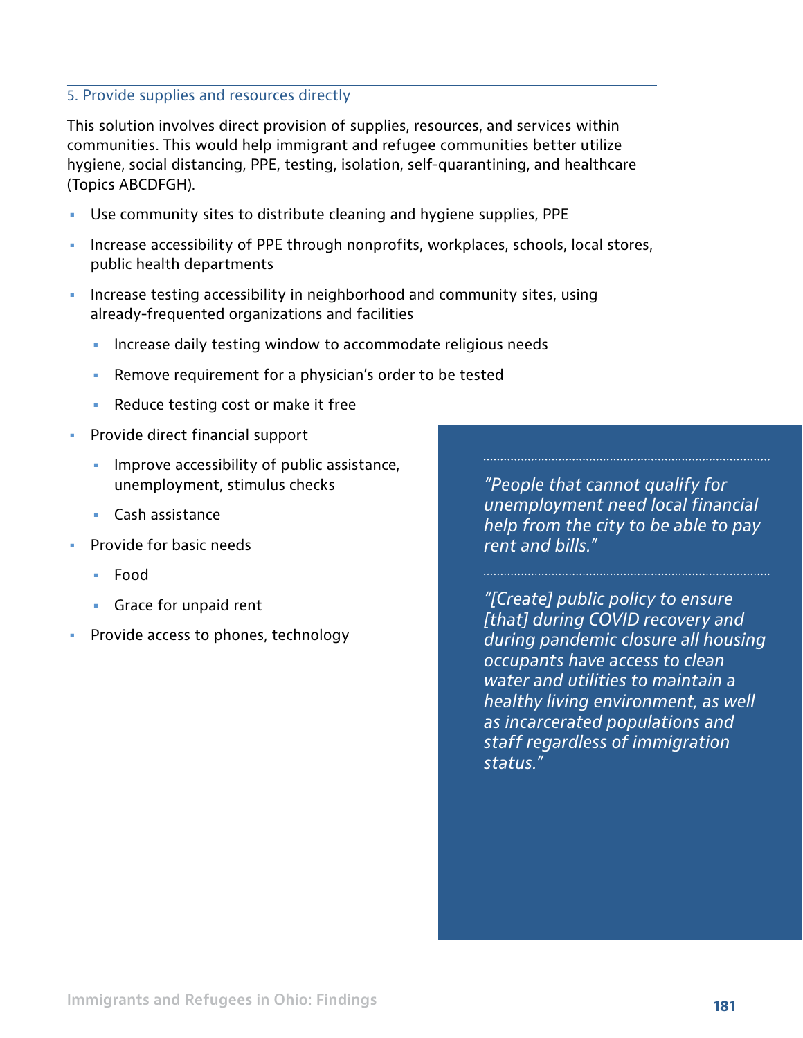### 5. Provide supplies and resources directly

This solution involves direct provision of supplies, resources, and services within communities. This would help immigrant and refugee communities better utilize hygiene, social distancing, PPE, testing, isolation, self-quarantining, and healthcare (Topics ABCDFGH).

- Use community sites to distribute cleaning and hygiene supplies, PPE
- Increase accessibility of PPE through nonprofits, workplaces, schools, local stores, public health departments
- Increase testing accessibility in neighborhood and community sites, using already-frequented organizations and facilities
  - Increase daily testing window to accommodate religious needs
  - Remove requirement for a physician's order to be tested
  - Reduce testing cost or make it free
- Provide direct financial support
  - Improve accessibility of public assistance, unemployment, stimulus checks
  - Cash assistance
- Provide for basic needs
  - Food
  - Grace for unpaid rent
- Provide access to phones, technology

*"People that cannot qualify for unemployment need local financial help from the city to be able to pay rent and bills."*

*"[Create] public policy to ensure [that] during COVID recovery and during pandemic closure all housing occupants have access to clean water and utilities to maintain a healthy living environment, as well as incarcerated populations and staff regardless of immigration status."*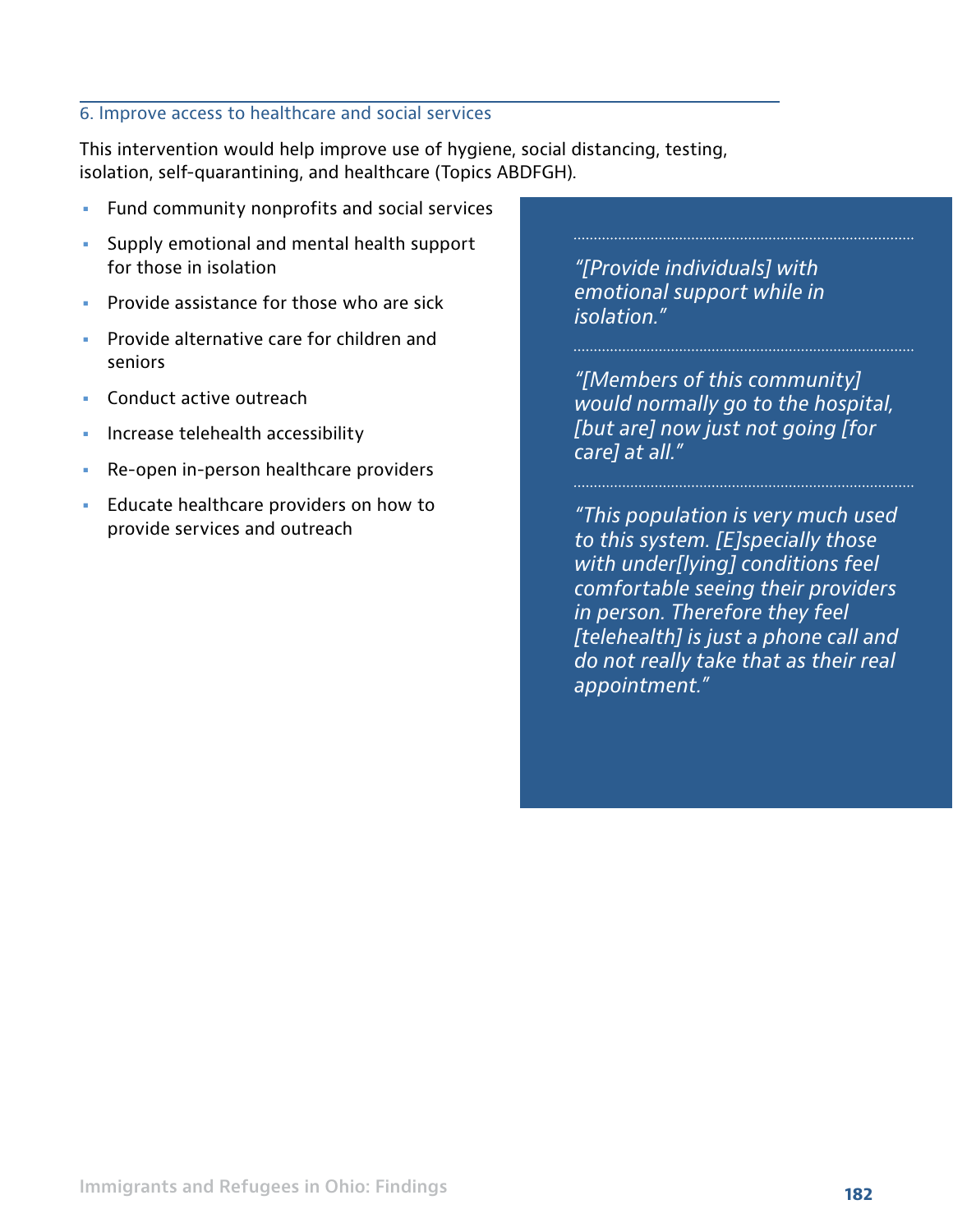### 6. Improve access to healthcare and social services

This intervention would help improve use of hygiene, social distancing, testing, isolation, self-quarantining, and healthcare (Topics ABDFGH).

- Fund community nonprofits and social services
- Supply emotional and mental health support for those in isolation
- Provide assistance for those who are sick
- Provide alternative care for children and seniors
- Conduct active outreach
- Increase telehealth accessibility
- Re-open in-person healthcare providers
- Educate healthcare providers on how to provide services and outreach

*"[Provide individuals] with emotional support while in isolation."*

*"[Members of this community] would normally go to the hospital, [but are] now just not going [for care] at all."*

*"This population is very much used to this system. [E]specially those with under[lying] conditions feel comfortable seeing their providers in person. Therefore they feel [telehealth] is just a phone call and do not really take that as their real appointment."*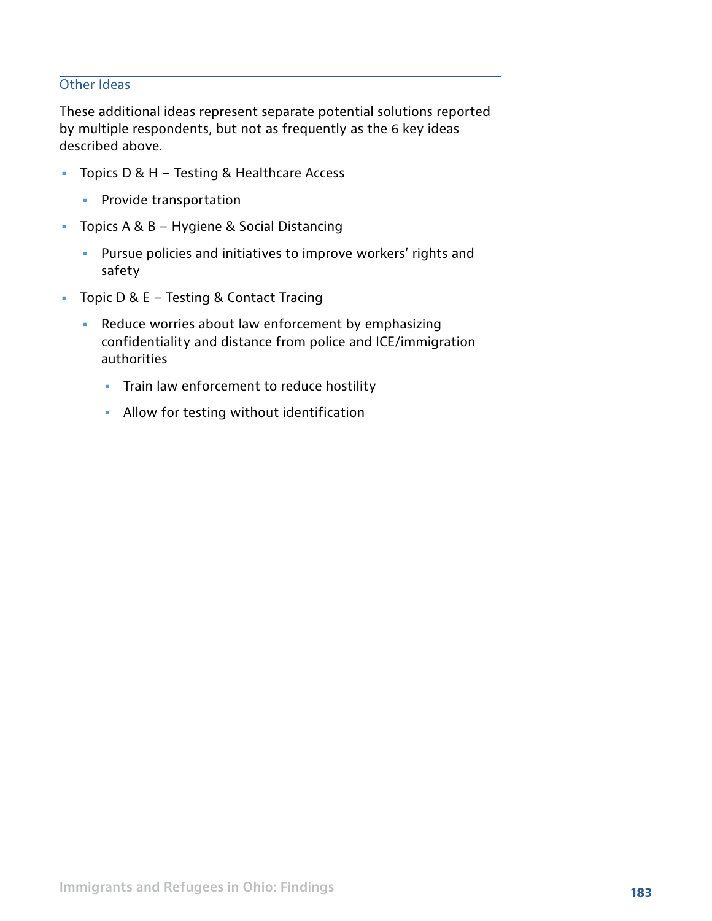### Other Ideas

These additional ideas represent separate potential solutions reported by multiple respondents, but not as frequently as the 6 key ideas described above.

- Topics D & H – Testing & Healthcare Access
  - Provide transportation
- Topics A & B – Hygiene & Social Distancing
  - Pursue policies and initiatives to improve workers' rights and safety
- Topic D & E – Testing & Contact Tracing
  - Reduce worries about law enforcement by emphasizing confidentiality and distance from police and ICE/immigration authorities
    - Train law enforcement to reduce hostility
    - Allow for testing without identification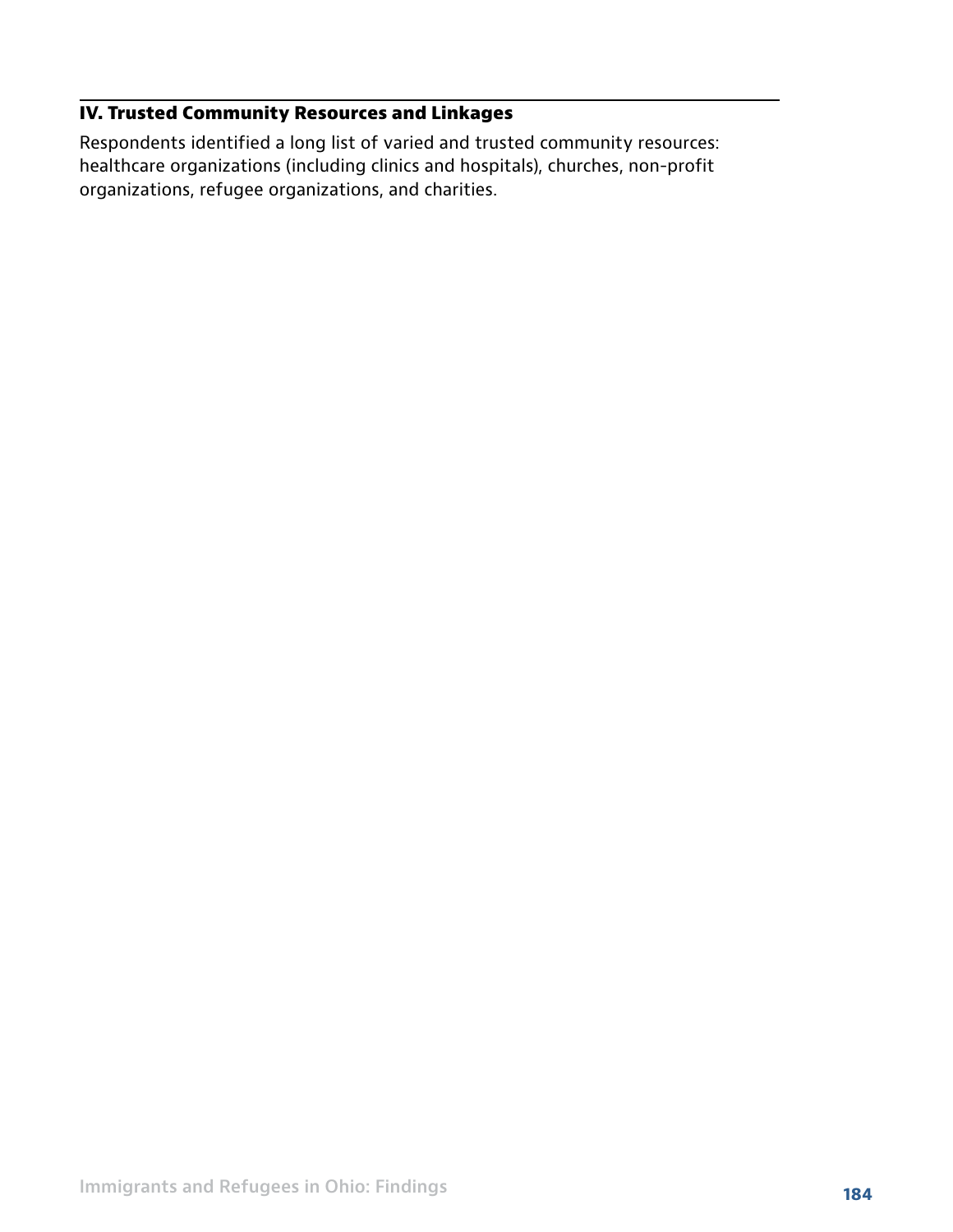## IV. Trusted Community Resources and Linkages

Respondents identified a long list of varied and trusted community resources: healthcare organizations (including clinics and hospitals), churches, non-profit organizations, refugee organizations, and charities.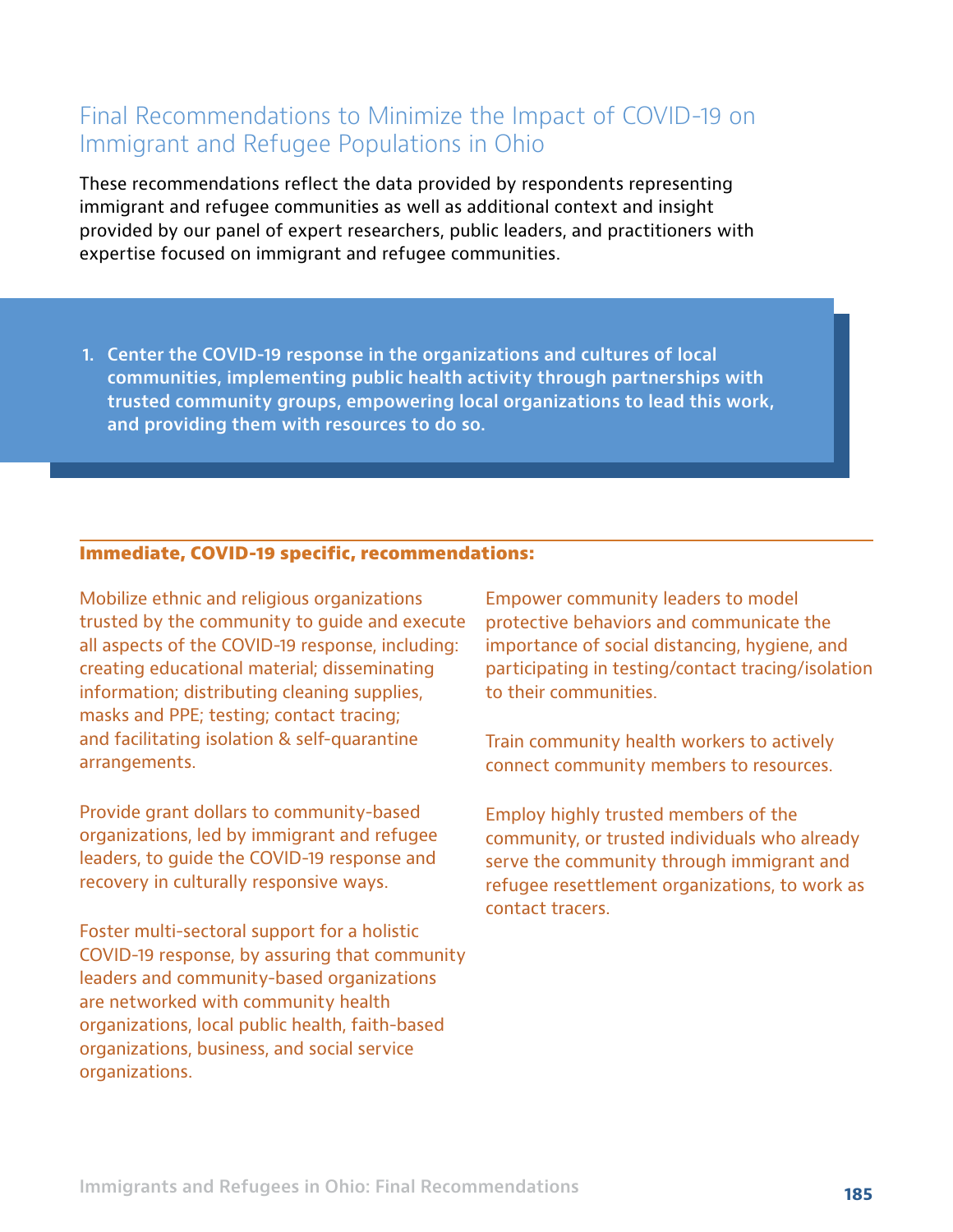## Final Recommendations to Minimize the Impact of COVID-19 on Immigrant and Refugee Populations in Ohio

These recommendations reflect the data provided by respondents representing immigrant and refugee communities as well as additional context and insight provided by our panel of expert researchers, public leaders, and practitioners with expertise focused on immigrant and refugee communities.

1. **Center the COVID-19 response in the organizations and cultures of local communities, implementing public health activity through partnerships with trusted community groups, empowering local organizations to lead this work, and providing them with resources to do so.**

### Immediate, COVID-19 specific, recommendations:

Mobilize ethnic and religious organizations trusted by the community to guide and execute all aspects of the COVID-19 response, including: creating educational material; disseminating information; distributing cleaning supplies, masks and PPE; testing; contact tracing; and facilitating isolation & self-quarantine arrangements.

Provide grant dollars to community-based organizations, led by immigrant and refugee leaders, to guide the COVID-19 response and recovery in culturally responsive ways.

Foster multi-sectoral support for a holistic COVID-19 response, by assuring that community leaders and community-based organizations are networked with community health organizations, local public health, faith-based organizations, business, and social service organizations.

Empower community leaders to model protective behaviors and communicate the importance of social distancing, hygiene, and participating in testing/contact tracing/isolation to their communities.

Train community health workers to actively connect community members to resources.

Employ highly trusted members of the community, or trusted individuals who already serve the community through immigrant and refugee resettlement organizations, to work as contact tracers.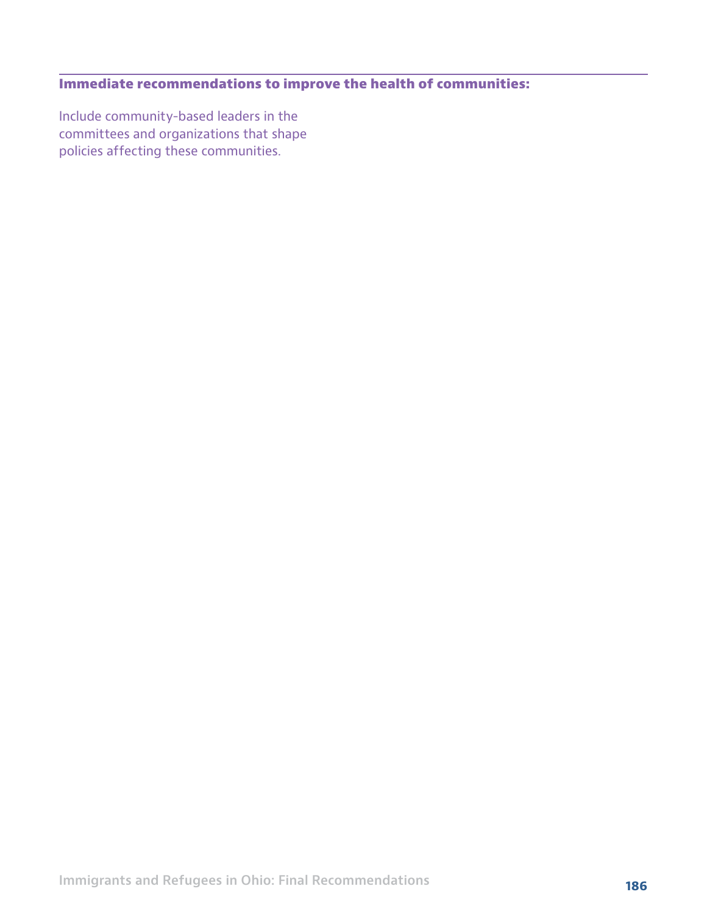## Immediate recommendations to improve the health of communities:

Include community-based leaders in the committees and organizations that shape policies affecting these communities.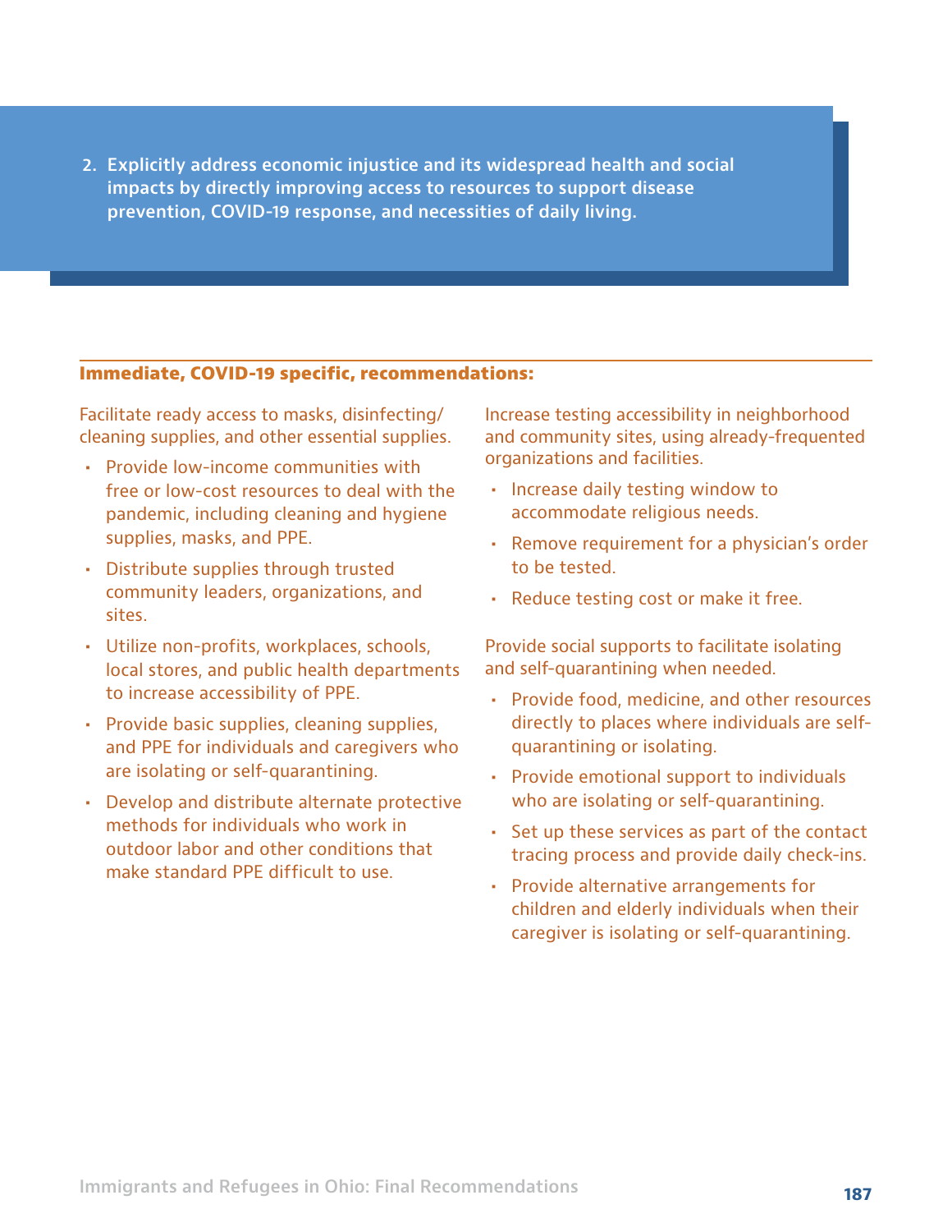2. **Explicitly address economic injustice and its widespread health and social impacts by directly improving access to resources to support disease prevention, COVID-19 response, and necessities of daily living.**

### Immediate, COVID-19 specific, recommendations:

Facilitate ready access to masks, disinfecting/cleaning supplies, and other essential supplies.

- Provide low-income communities with free or low-cost resources to deal with the pandemic, including cleaning and hygiene supplies, masks, and PPE.
- Distribute supplies through trusted community leaders, organizations, and sites.
- Utilize non-profits, workplaces, schools, local stores, and public health departments to increase accessibility of PPE.
- Provide basic supplies, cleaning supplies, and PPE for individuals and caregivers who are isolating or self-quarantining.
- Develop and distribute alternate protective methods for individuals who work in outdoor labor and other conditions that make standard PPE difficult to use.

Increase testing accessibility in neighborhood and community sites, using already-frequented organizations and facilities.

- Increase daily testing window to accommodate religious needs.
- Remove requirement for a physician's order to be tested.
- Reduce testing cost or make it free.

Provide social supports to facilitate isolating and self-quarantining when needed.

- Provide food, medicine, and other resources directly to places where individuals are self-quarantining or isolating.
- Provide emotional support to individuals who are isolating or self-quarantining.
- Set up these services as part of the contact tracing process and provide daily check-ins.
- Provide alternative arrangements for children and elderly individuals when their caregiver is isolating or self-quarantining.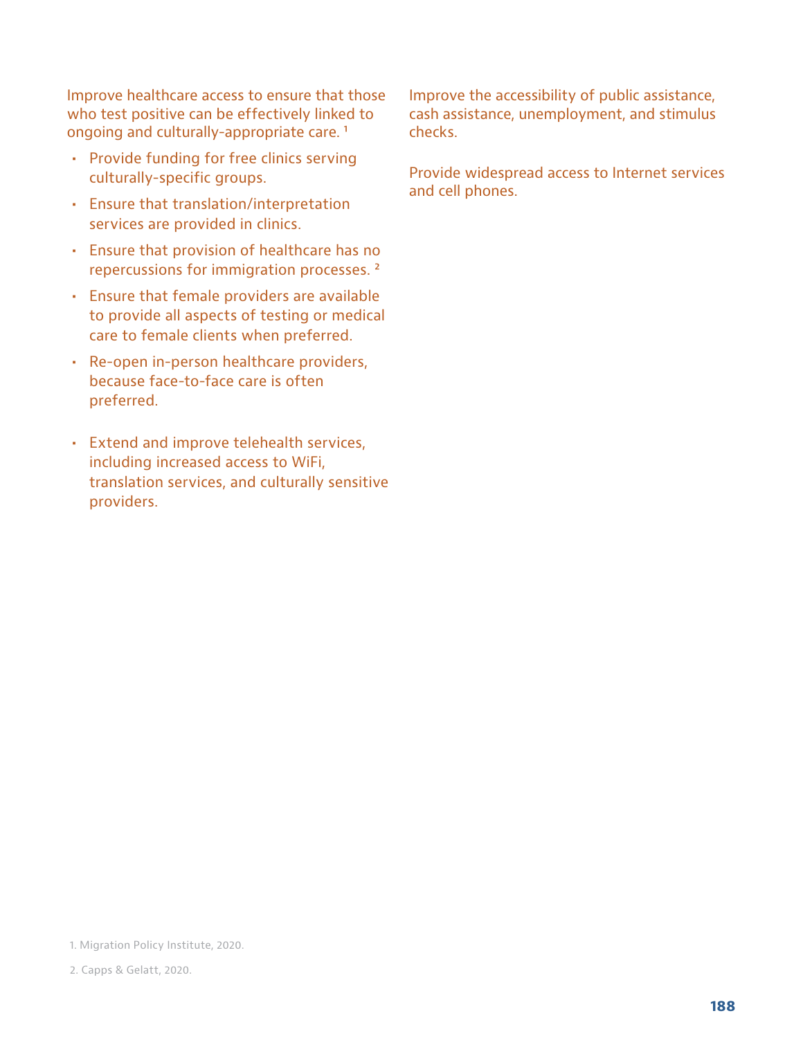Improve healthcare access to ensure that those who test positive can be effectively linked to ongoing and culturally-appropriate care. [1]

- Provide funding for free clinics serving culturally-specific groups.
- Ensure that translation/interpretation services are provided in clinics.
- Ensure that provision of healthcare has no repercussions for immigration processes. [2]
- Ensure that female providers are available to provide all aspects of testing or medical care to female clients when preferred.
- Re-open in-person healthcare providers, because face-to-face care is often preferred.
- Extend and improve telehealth services, including increased access to WiFi, translation services, and culturally sensitive providers.

Improve the accessibility of public assistance, cash assistance, unemployment, and stimulus checks.

Provide widespread access to Internet services and cell phones.

1. Migration Policy Institute, 2020.

2. Capps & Gelatt, 2020.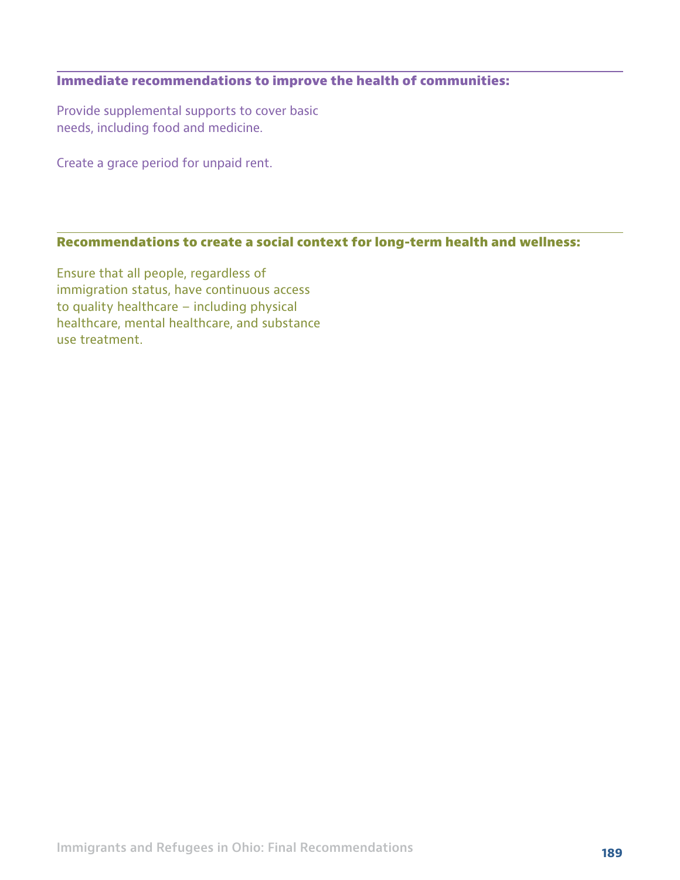### Immediate recommendations to improve the health of communities:

Provide supplemental supports to cover basic needs, including food and medicine.

Create a grace period for unpaid rent.

### Recommendations to create a social context for long-term health and wellness:

Ensure that all people, regardless of immigration status, have continuous access to quality healthcare – including physical healthcare, mental healthcare, and substance use treatment.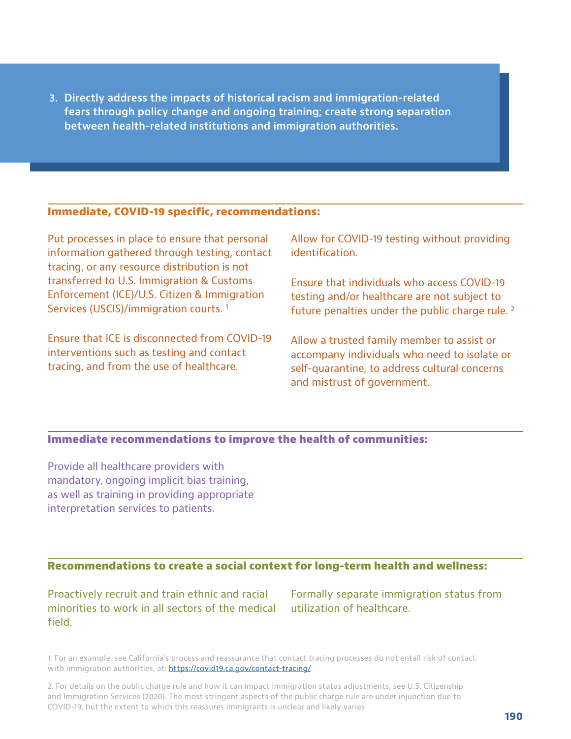3. **Directly address the impacts of historical racism and immigration-related fears through policy change and ongoing training; create strong separation between health-related institutions and immigration authorities.**

## Immediate, COVID-19 specific, recommendations:

Put processes in place to ensure that personal information gathered through testing, contact tracing, or any resource distribution is not transferred to U.S. Immigration & Customs Enforcement (ICE)/U.S. Citizen & Immigration Services (USCIS)/immigration courts. [1]

Ensure that ICE is disconnected from COVID-19 interventions such as testing and contact tracing, and from the use of healthcare.

Allow for COVID-19 testing without providing identification.

Ensure that individuals who access COVID-19 testing and/or healthcare are not subject to future penalties under the public charge rule. [2]

Allow a trusted family member to assist or accompany individuals who need to isolate or self-quarantine, to address cultural concerns and mistrust of government.

## Immediate recommendations to improve the health of communities:

Provide all healthcare providers with mandatory, ongoing implicit bias training, as well as training in providing appropriate interpretation services to patients.

## Recommendations to create a social context for long-term health and wellness:

Proactively recruit and train ethnic and racial minorities to work in all sectors of the medical field.

Formally separate immigration status from utilization of healthcare.

1. For an example, see California's process and reassurance that contact tracing processes do not entail risk of contact with immigration authorities, at: https://covid19.ca.gov/contact-tracing/

2. For details on the public charge rule and how it can impact immigration status adjustments, see U.S. Citizenship and Immigration Services (2020). The most stringent aspects of the public charge rule are under injunction due to COVID-19, but the extent to which this reassures immigrants is unclear and likely varies.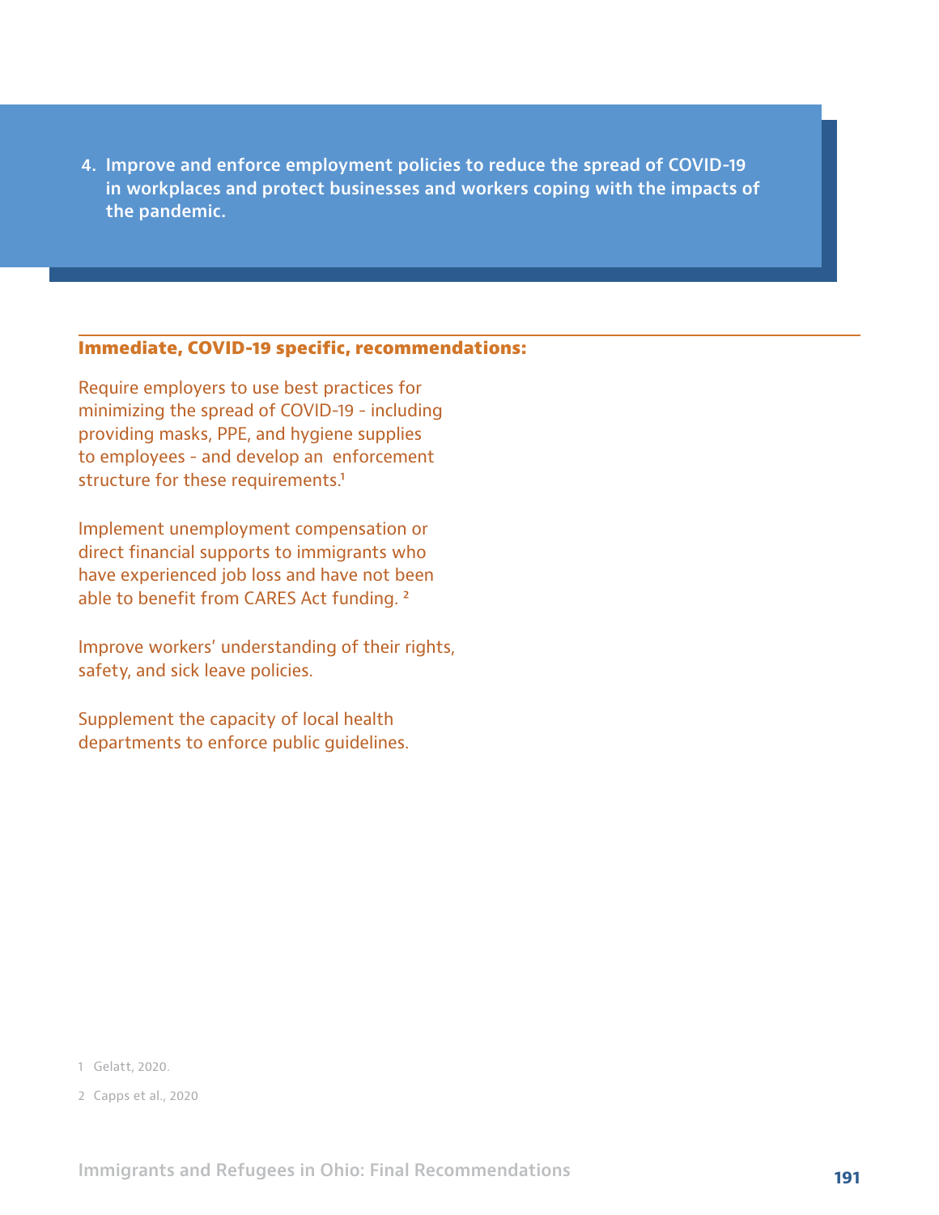4. **Improve and enforce employment policies to reduce the spread of COVID-19 in workplaces and protect businesses and workers coping with the impacts of the pandemic.**

### Immediate, COVID-19 specific, recommendations:

Require employers to use best practices for minimizing the spread of COVID-19 - including providing masks, PPE, and hygiene supplies to employees - and develop an enforcement structure for these requirements.[1]

Implement unemployment compensation or direct financial supports to immigrants who have experienced job loss and have not been able to benefit from CARES Act funding. [2]

Improve workers' understanding of their rights, safety, and sick leave policies.

Supplement the capacity of local health departments to enforce public guidelines.

1 Gelatt, 2020.

2 Capps et al., 2020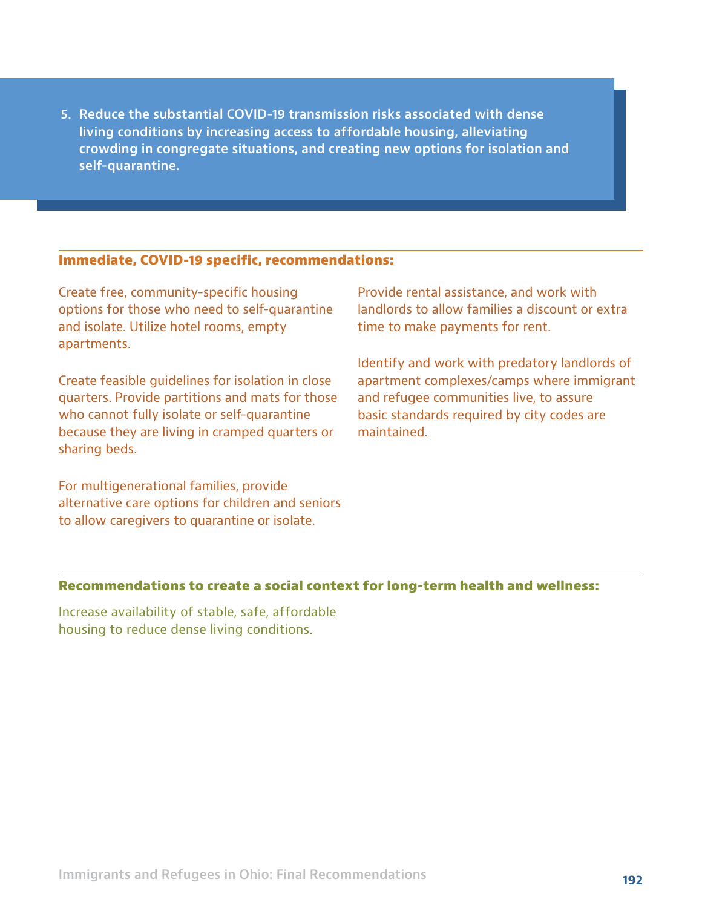**5. Reduce the substantial COVID-19 transmission risks associated with dense living conditions by increasing access to affordable housing, alleviating crowding in congregate situations, and creating new options for isolation and self-quarantine.**

## Immediate, COVID-19 specific, recommendations:

Create free, community-specific housing options for those who need to self-quarantine and isolate. Utilize hotel rooms, empty apartments.

Create feasible guidelines for isolation in close quarters. Provide partitions and mats for those who cannot fully isolate or self-quarantine because they are living in cramped quarters or sharing beds.

For multigenerational families, provide alternative care options for children and seniors to allow caregivers to quarantine or isolate.

Provide rental assistance, and work with landlords to allow families a discount or extra time to make payments for rent.

Identify and work with predatory landlords of apartment complexes/camps where immigrant and refugee communities live, to assure basic standards required by city codes are maintained.

## Recommendations to create a social context for long-term health and wellness:

Increase availability of stable, safe, affordable housing to reduce dense living conditions.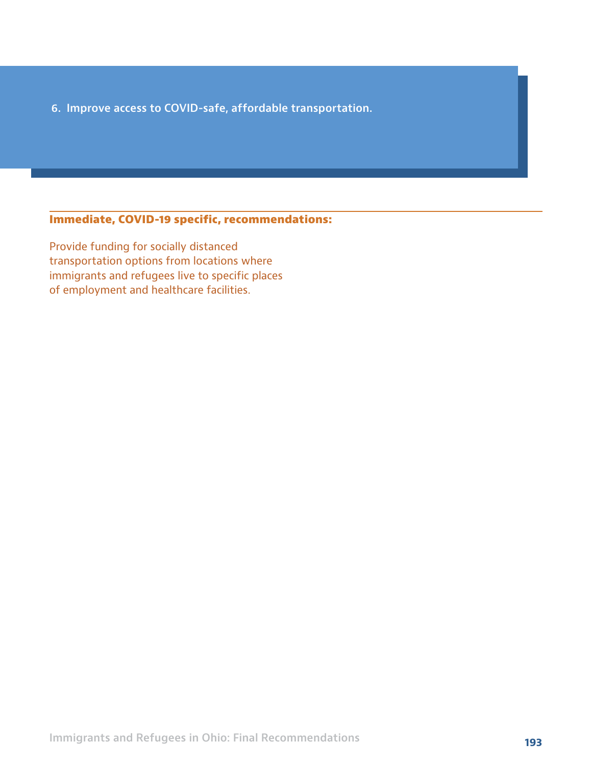## 6. Improve access to COVID-safe, affordable transportation.

### Immediate, COVID-19 specific, recommendations:

Provide funding for socially distanced transportation options from locations where immigrants and refugees live to specific places of employment and healthcare facilities.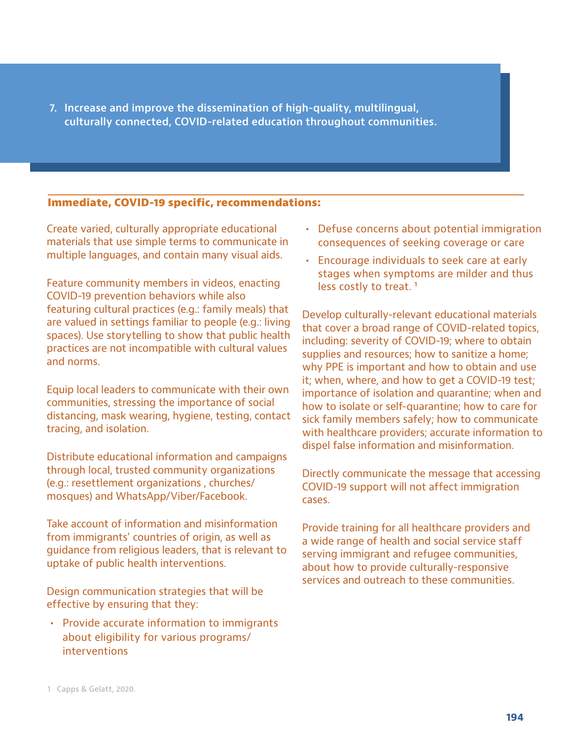## 7. Increase and improve the dissemination of high-quality, multilingual, culturally connected, COVID-related education throughout communities.

### Immediate, COVID-19 specific, recommendations:

Create varied, culturally appropriate educational materials that use simple terms to communicate in multiple languages, and contain many visual aids.

Feature community members in videos, enacting COVID-19 prevention behaviors while also featuring cultural practices (e.g.: family meals) that are valued in settings familiar to people (e.g.: living spaces). Use storytelling to show that public health practices are not incompatible with cultural values and norms.

Equip local leaders to communicate with their own communities, stressing the importance of social distancing, mask wearing, hygiene, testing, contact tracing, and isolation.

Distribute educational information and campaigns through local, trusted community organizations (e.g.: resettlement organizations , churches/ mosques) and WhatsApp/Viber/Facebook.

Take account of information and misinformation from immigrants' countries of origin, as well as guidance from religious leaders, that is relevant to uptake of public health interventions.

Design communication strategies that will be effective by ensuring that they:

- Provide accurate information to immigrants about eligibility for various programs/ interventions
- Defuse concerns about potential immigration consequences of seeking coverage or care
- Encourage individuals to seek care at early stages when symptoms are milder and thus less costly to treat. [1]

Develop culturally-relevant educational materials that cover a broad range of COVID-related topics, including: severity of COVID-19; where to obtain supplies and resources; how to sanitize a home; why PPE is important and how to obtain and use it; when, where, and how to get a COVID-19 test; importance of isolation and quarantine; when and how to isolate or self-quarantine; how to care for sick family members safely; how to communicate with healthcare providers; accurate information to dispel false information and misinformation.

Directly communicate the message that accessing COVID-19 support will not affect immigration cases.

Provide training for all healthcare providers and a wide range of health and social service staff serving immigrant and refugee communities, about how to provide culturally-responsive services and outreach to these communities.

[1] Capps & Gelatt, 2020.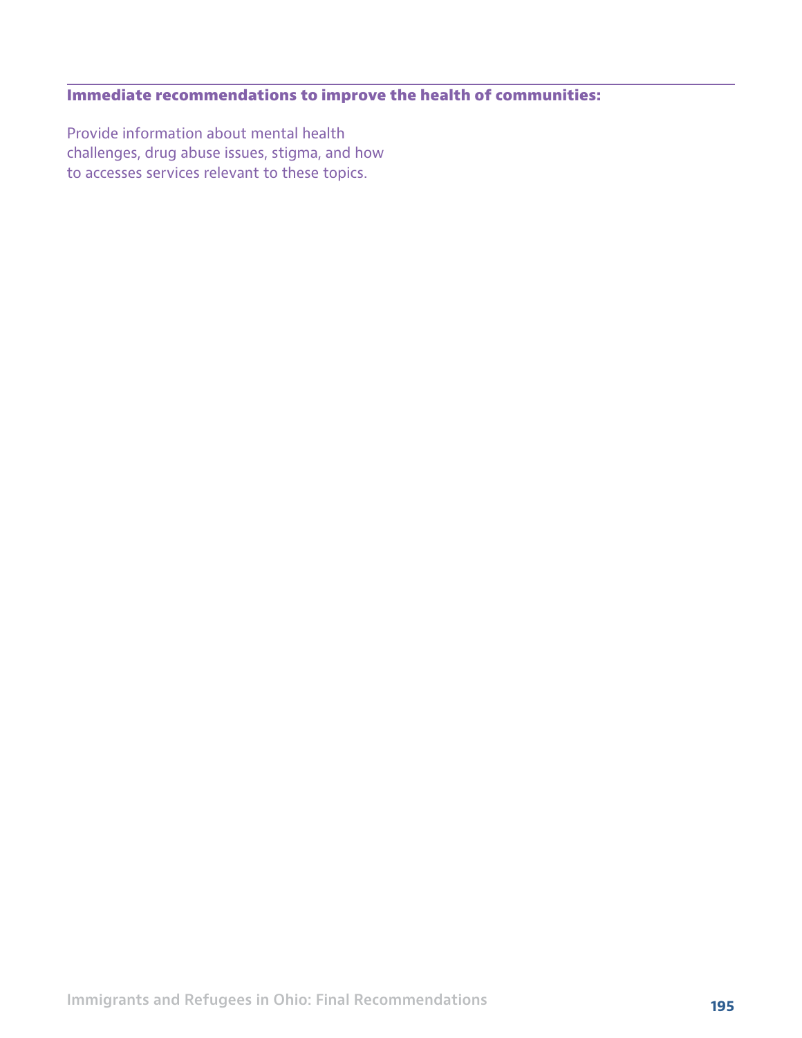### Immediate recommendations to improve the health of communities:

Provide information about mental health challenges, drug abuse issues, stigma, and how to accesses services relevant to these topics.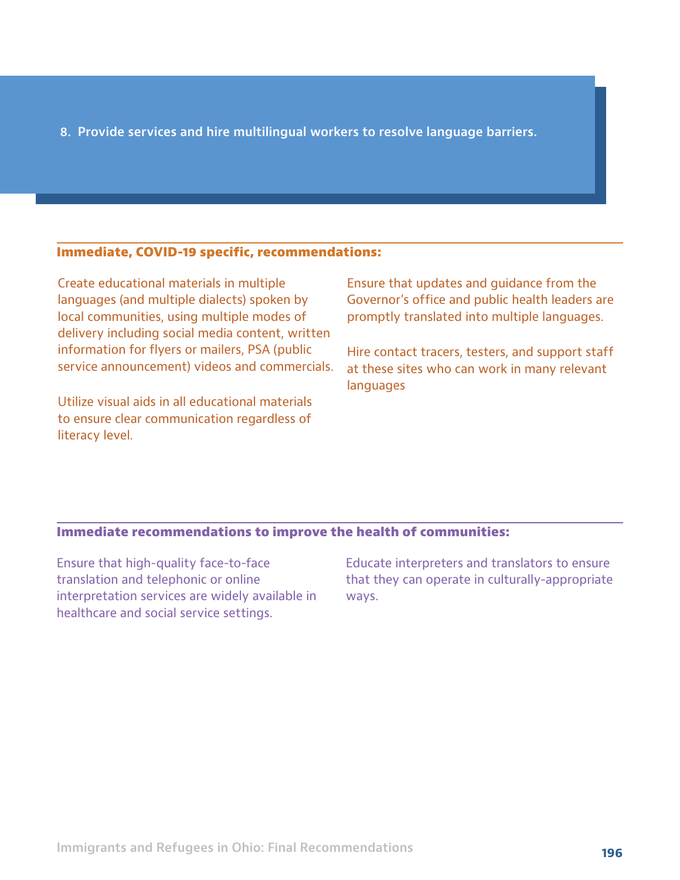## 8. Provide services and hire multilingual workers to resolve language barriers.

### Immediate, COVID-19 specific, recommendations:

Create educational materials in multiple languages (and multiple dialects) spoken by local communities, using multiple modes of delivery including social media content, written information for flyers or mailers, PSA (public service announcement) videos and commercials.

Utilize visual aids in all educational materials to ensure clear communication regardless of literacy level.

Ensure that updates and guidance from the Governor's office and public health leaders are promptly translated into multiple languages.

Hire contact tracers, testers, and support staff at these sites who can work in many relevant languages

### Immediate recommendations to improve the health of communities:

Ensure that high-quality face-to-face translation and telephonic or online interpretation services are widely available in healthcare and social service settings.

Educate interpreters and translators to ensure that they can operate in culturally-appropriate ways.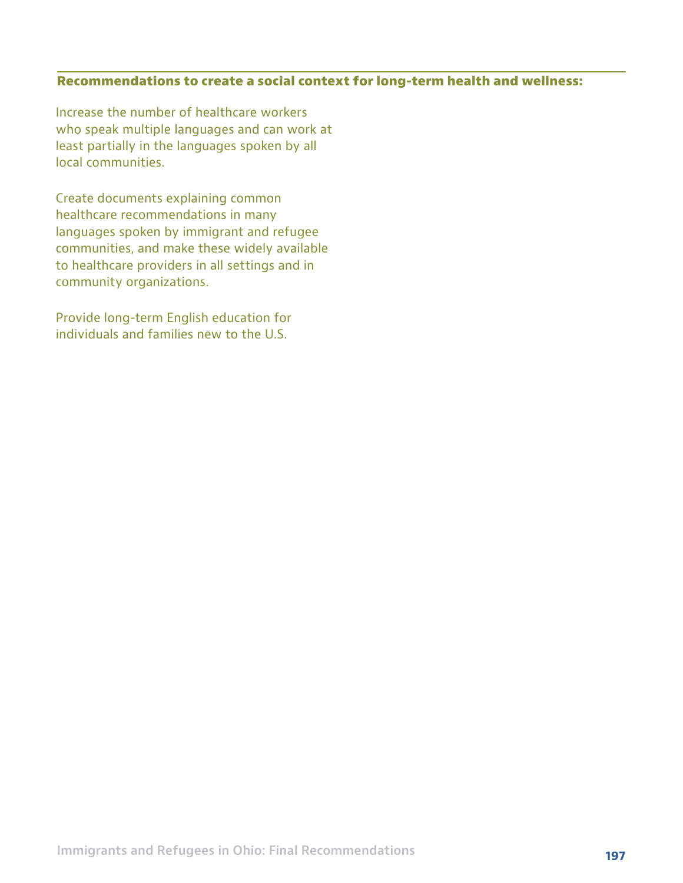### Recommendations to create a social context for long-term health and wellness:

Increase the number of healthcare workers who speak multiple languages and can work at least partially in the languages spoken by all local communities.

Create documents explaining common healthcare recommendations in many languages spoken by immigrant and refugee communities, and make these widely available to healthcare providers in all settings and in community organizations.

Provide long-term English education for individuals and families new to the U.S.